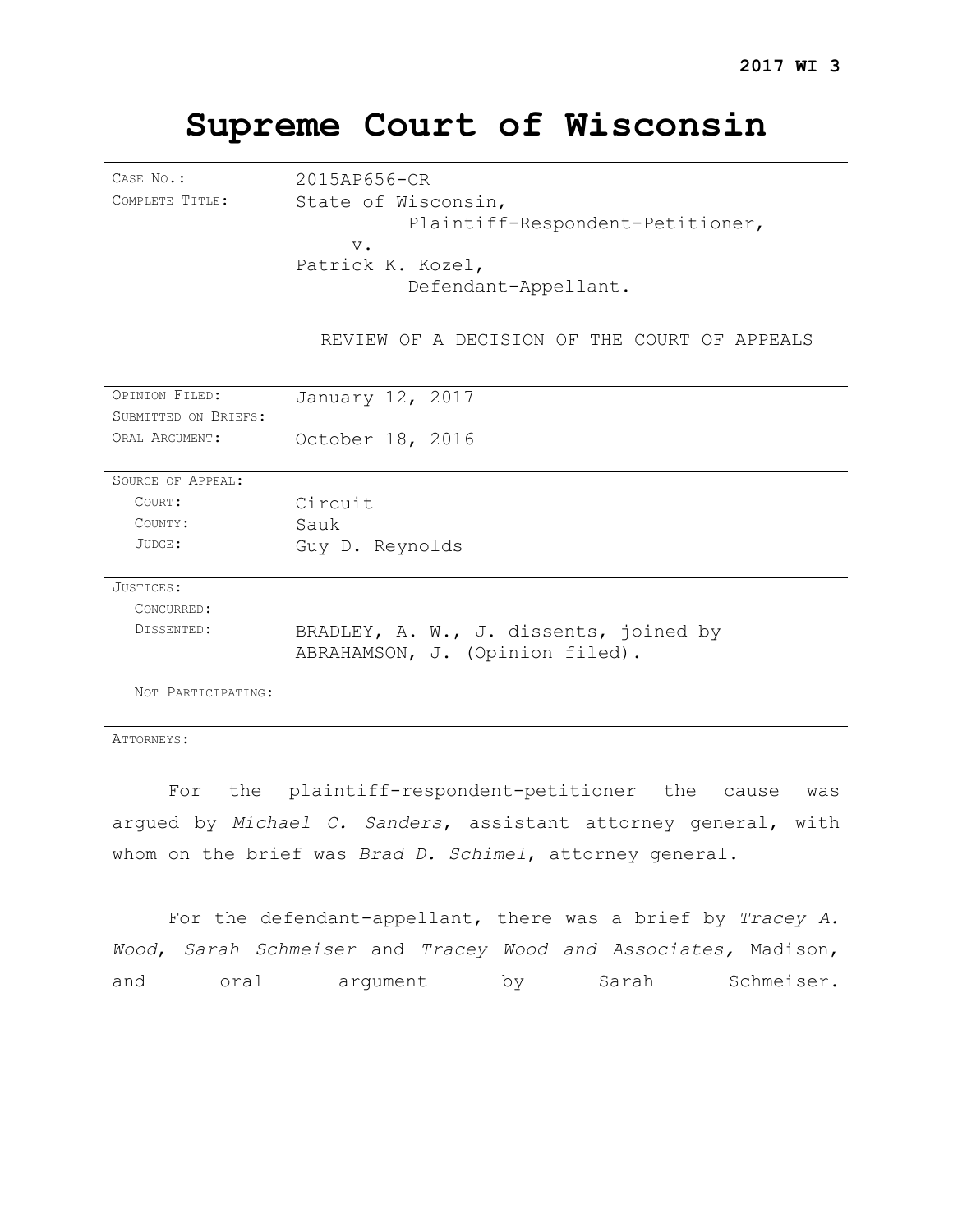**2017 WI 3**

# Supreme Court of Wisconsin

| | |
|---|---|
| CASE NO.: | 2015AP656-CR |
| COMPLETE TITLE: | State of Wisconsin,<br>Plaintiff-Respondent-Petitioner,<br>v.<br>Patrick K. Kozel,<br>Defendant-Appellant. |
| | REVIEW OF A DECISION OF THE COURT OF APPEALS |
| OPINION FILED: | January 12, 2017 |
| SUBMITTED ON BRIEFS: | |
| ORAL ARGUMENT: | October 18, 2016 |
| SOURCE OF APPEAL: | |
| COURT: | Circuit |
| COUNTY: | Sauk |
| JUDGE: | Guy D. Reynolds |
| JUSTICES: | |
| CONCURRED: | |
| DISSENTED: | BRADLEY, A. W., J. dissents, joined by ABRAHAMSON, J. (Opinion filed). |
| NOT PARTICIPATING: | |
| ATTORNEYS: | |

For the plaintiff-respondent-petitioner the cause was argued by *Michael C. Sanders*, assistant attorney general, with whom on the brief was *Brad D. Schimel*, attorney general.

For the defendant-appellant, there was a brief by *Tracey A. Wood*, *Sarah Schmeiser* and *Tracey Wood and Associates,* Madison, and oral argument by Sarah Schmeiser.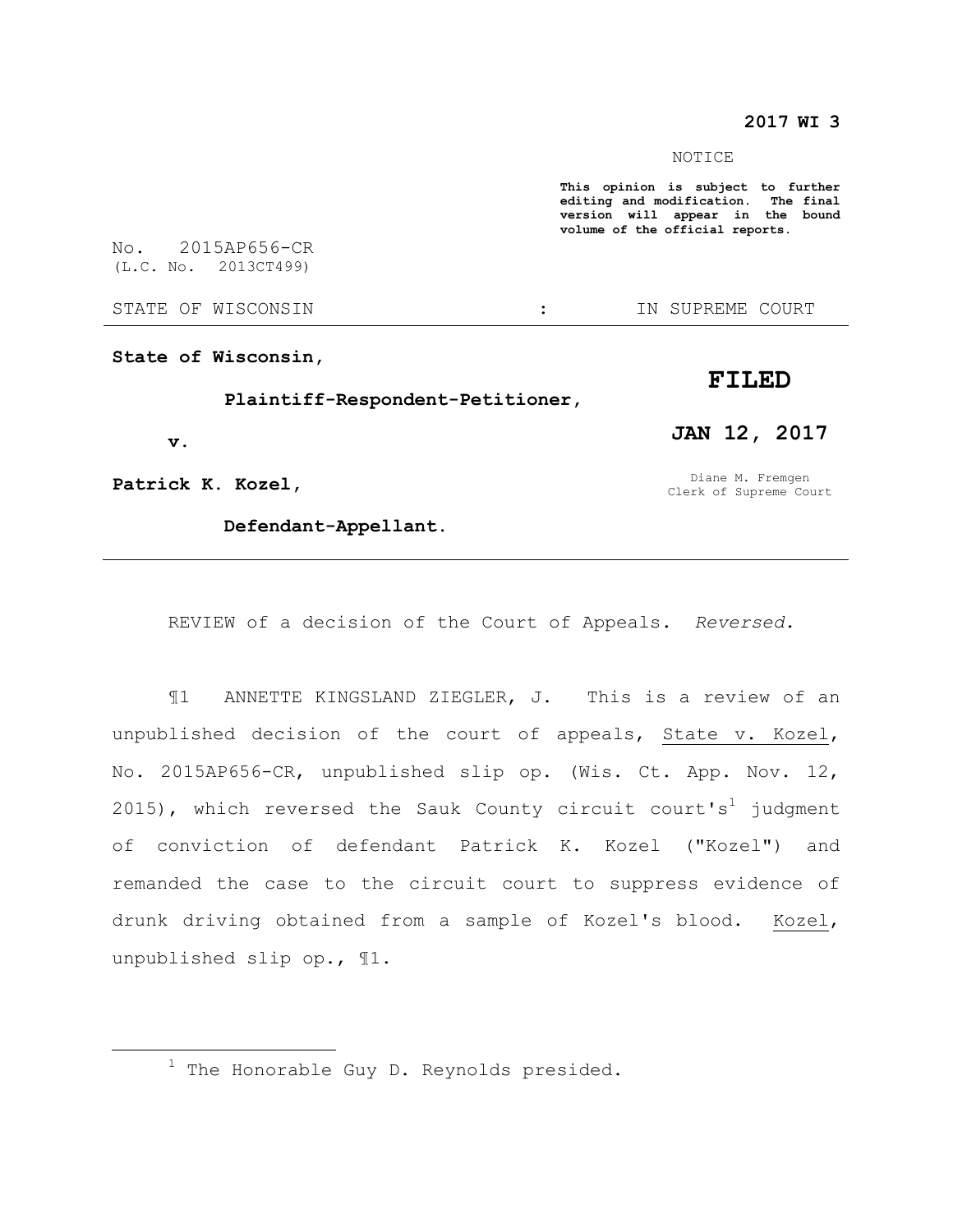**2017 WI 3**

NOTICE

**This opinion is subject to further editing and modification. The final version will appear in the bound volume of the official reports.**

No. 2015AP656-CR
(L.C. No. 2013CT499)

STATE OF WISCONSIN : IN SUPREME COURT

---

**State of Wisconsin,**

**Plaintiff-Respondent-Petitioner,**

**v.**

**Patrick K. Kozel,**

**Defendant-Appellant.**

**FILED**

**JAN 12, 2017**

Diane M. Fremgen
Clerk of Supreme Court

---

REVIEW of a decision of the Court of Appeals. *Reversed.*

¶1 ANNETTE KINGSLAND ZIEGLER, J. This is a review of an unpublished decision of the court of appeals, State v. Kozel, No. 2015AP656-CR, unpublished slip op. (Wis. Ct. App. Nov. 12, 2015), which reversed the Sauk County circuit court's[1] judgment of conviction of defendant Patrick K. Kozel ("Kozel") and remanded the case to the circuit court to suppress evidence of drunk driving obtained from a sample of Kozel's blood. Kozel, unpublished slip op., ¶1.

---

[1] The Honorable Guy D. Reynolds presided.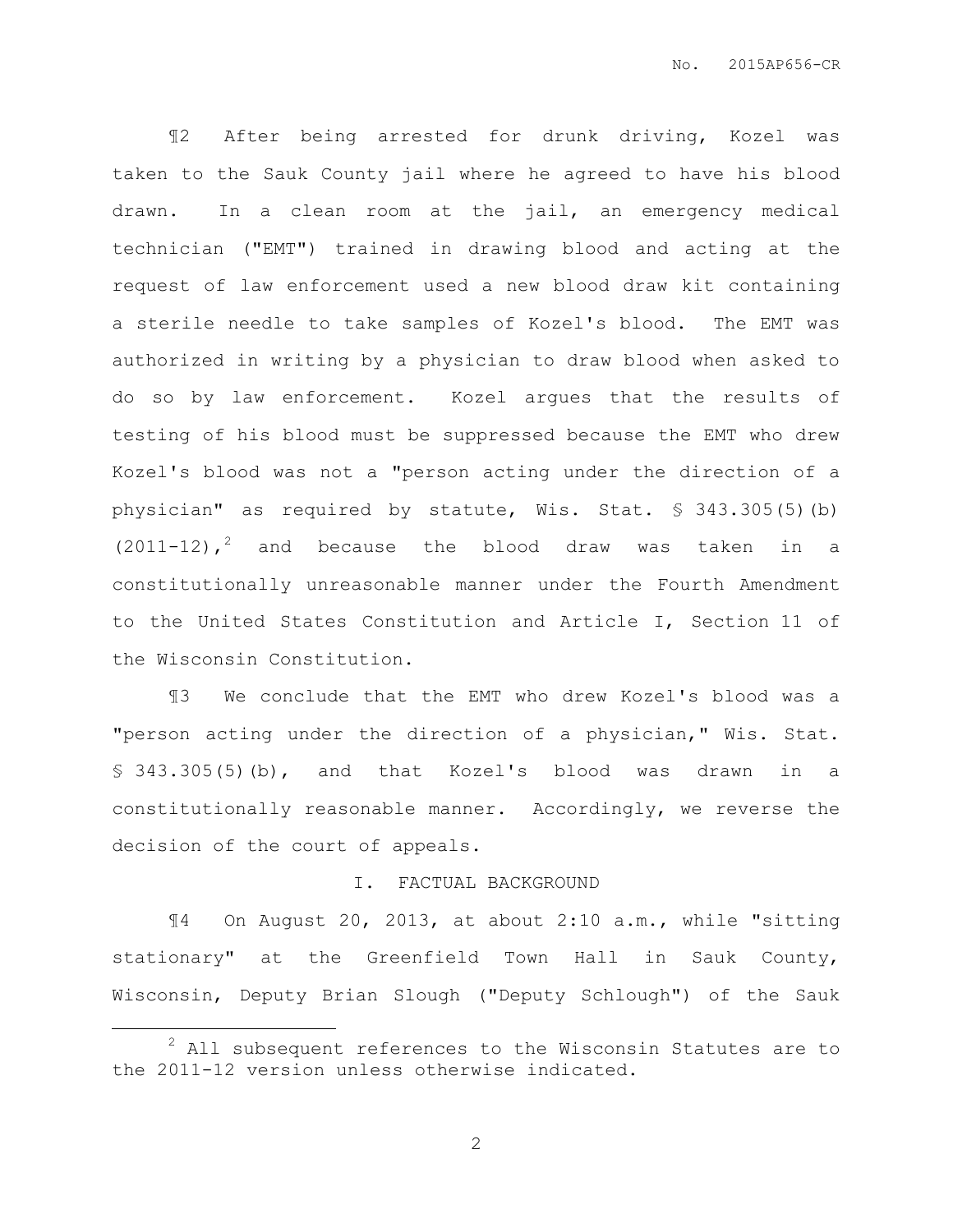¶2 After being arrested for drunk driving, Kozel was taken to the Sauk County jail where he agreed to have his blood drawn. In a clean room at the jail, an emergency medical technician ("EMT") trained in drawing blood and acting at the request of law enforcement used a new blood draw kit containing a sterile needle to take samples of Kozel's blood. The EMT was authorized in writing by a physician to draw blood when asked to do so by law enforcement. Kozel argues that the results of testing of his blood must be suppressed because the EMT who drew Kozel's blood was not a "person acting under the direction of a physician" as required by statute, Wis. Stat. § 343.305(5)(b) (2011-12),[2] and because the blood draw was taken in a constitutionally unreasonable manner under the Fourth Amendment to the United States Constitution and Article I, Section 11 of the Wisconsin Constitution.

¶3 We conclude that the EMT who drew Kozel's blood was a "person acting under the direction of a physician," Wis. Stat. § 343.305(5)(b), and that Kozel's blood was drawn in a constitutionally reasonable manner. Accordingly, we reverse the decision of the court of appeals.

## I. FACTUAL BACKGROUND

¶4 On August 20, 2013, at about 2:10 a.m., while "sitting stationary" at the Greenfield Town Hall in Sauk County, Wisconsin, Deputy Brian Slough ("Deputy Schlough") of the Sauk

---

[2] All subsequent references to the Wisconsin Statutes are to the 2011-12 version unless otherwise indicated.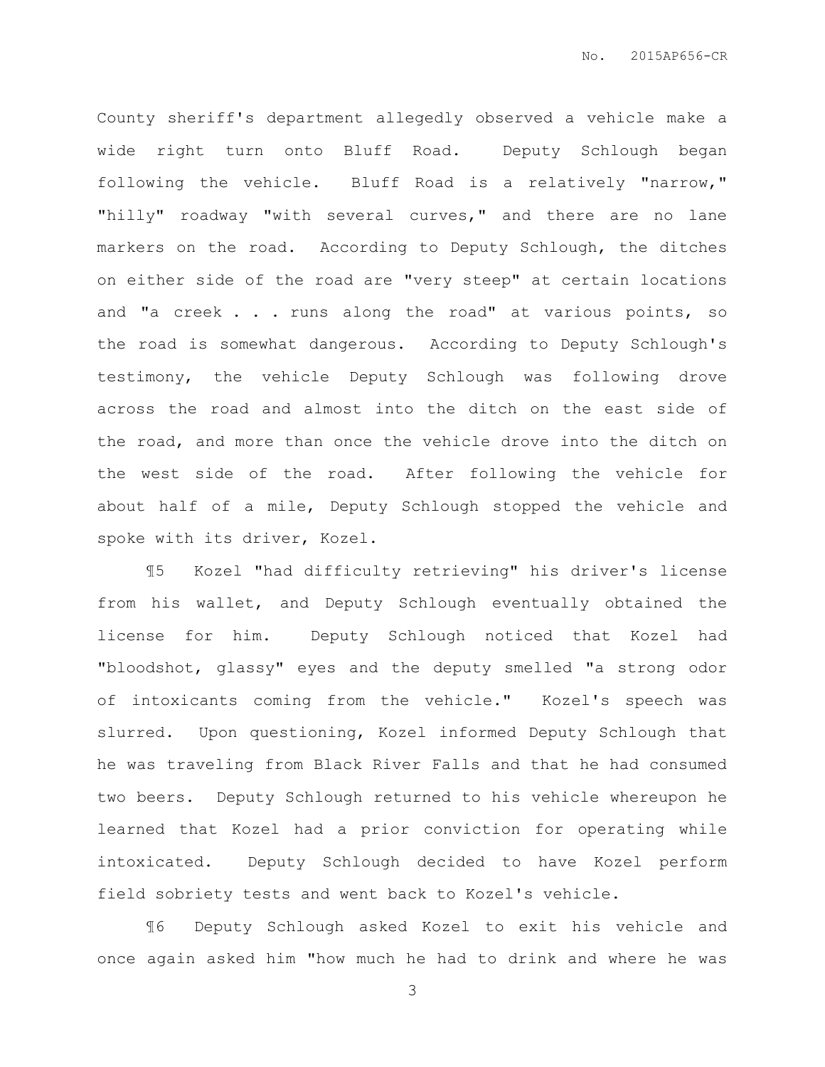County sheriff's department allegedly observed a vehicle make a wide right turn onto Bluff Road. Deputy Schlough began following the vehicle. Bluff Road is a relatively "narrow," "hilly" roadway "with several curves," and there are no lane markers on the road. According to Deputy Schlough, the ditches on either side of the road are "very steep" at certain locations and "a creek . . . runs along the road" at various points, so the road is somewhat dangerous. According to Deputy Schlough's testimony, the vehicle Deputy Schlough was following drove across the road and almost into the ditch on the east side of the road, and more than once the vehicle drove into the ditch on the west side of the road. After following the vehicle for about half of a mile, Deputy Schlough stopped the vehicle and spoke with its driver, Kozel.

¶5 Kozel "had difficulty retrieving" his driver's license from his wallet, and Deputy Schlough eventually obtained the license for him. Deputy Schlough noticed that Kozel had "bloodshot, glassy" eyes and the deputy smelled "a strong odor of intoxicants coming from the vehicle." Kozel's speech was slurred. Upon questioning, Kozel informed Deputy Schlough that he was traveling from Black River Falls and that he had consumed two beers. Deputy Schlough returned to his vehicle whereupon he learned that Kozel had a prior conviction for operating while intoxicated. Deputy Schlough decided to have Kozel perform field sobriety tests and went back to Kozel's vehicle.

¶6 Deputy Schlough asked Kozel to exit his vehicle and once again asked him "how much he had to drink and where he was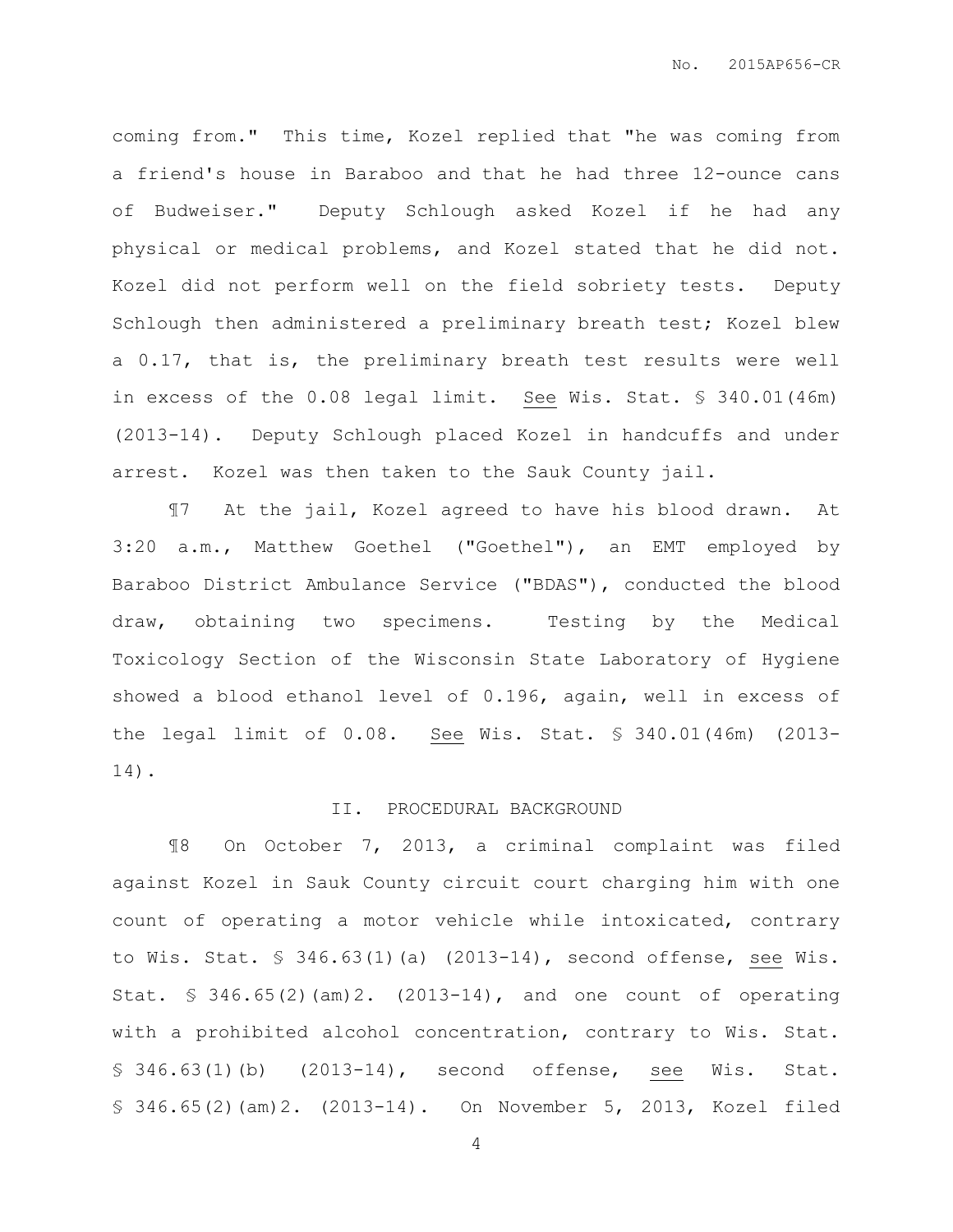coming from." This time, Kozel replied that "he was coming from a friend's house in Baraboo and that he had three 12-ounce cans of Budweiser." Deputy Schlough asked Kozel if he had any physical or medical problems, and Kozel stated that he did not. Kozel did not perform well on the field sobriety tests. Deputy Schlough then administered a preliminary breath test; Kozel blew a 0.17, that is, the preliminary breath test results were well in excess of the 0.08 legal limit. See Wis. Stat. § 340.01(46m) (2013-14). Deputy Schlough placed Kozel in handcuffs and under arrest. Kozel was then taken to the Sauk County jail.

¶7 At the jail, Kozel agreed to have his blood drawn. At 3:20 a.m., Matthew Goethel ("Goethel"), an EMT employed by Baraboo District Ambulance Service ("BDAS"), conducted the blood draw, obtaining two specimens. Testing by the Medical Toxicology Section of the Wisconsin State Laboratory of Hygiene showed a blood ethanol level of 0.196, again, well in excess of the legal limit of 0.08. See Wis. Stat. § 340.01(46m) (2013-14).

## II. PROCEDURAL BACKGROUND

¶8 On October 7, 2013, a criminal complaint was filed against Kozel in Sauk County circuit court charging him with one count of operating a motor vehicle while intoxicated, contrary to Wis. Stat. § 346.63(1)(a) (2013-14), second offense, see Wis. Stat. § 346.65(2)(am)2. (2013-14), and one count of operating with a prohibited alcohol concentration, contrary to Wis. Stat. § 346.63(1)(b) (2013-14), second offense, see Wis. Stat. § 346.65(2)(am)2. (2013-14). On November 5, 2013, Kozel filed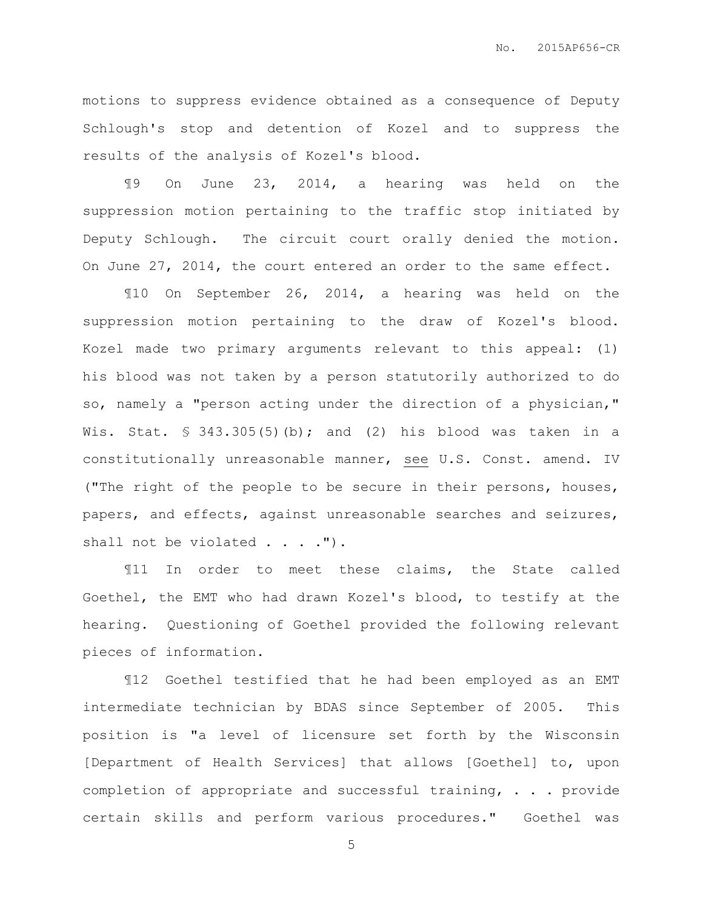motions to suppress evidence obtained as a consequence of Deputy Schlough's stop and detention of Kozel and to suppress the results of the analysis of Kozel's blood.

¶9 On June 23, 2014, a hearing was held on the suppression motion pertaining to the traffic stop initiated by Deputy Schlough. The circuit court orally denied the motion. On June 27, 2014, the court entered an order to the same effect.

¶10 On September 26, 2014, a hearing was held on the suppression motion pertaining to the draw of Kozel's blood. Kozel made two primary arguments relevant to this appeal: (1) his blood was not taken by a person statutorily authorized to do so, namely a "person acting under the direction of a physician," Wis. Stat. § 343.305(5)(b); and (2) his blood was taken in a constitutionally unreasonable manner, see U.S. Const. amend. IV ("The right of the people to be secure in their persons, houses, papers, and effects, against unreasonable searches and seizures, shall not be violated . . . .").

¶11 In order to meet these claims, the State called Goethel, the EMT who had drawn Kozel's blood, to testify at the hearing. Questioning of Goethel provided the following relevant pieces of information.

¶12 Goethel testified that he had been employed as an EMT intermediate technician by BDAS since September of 2005. This position is "a level of licensure set forth by the Wisconsin [Department of Health Services] that allows [Goethel] to, upon completion of appropriate and successful training, . . . provide certain skills and perform various procedures." Goethel was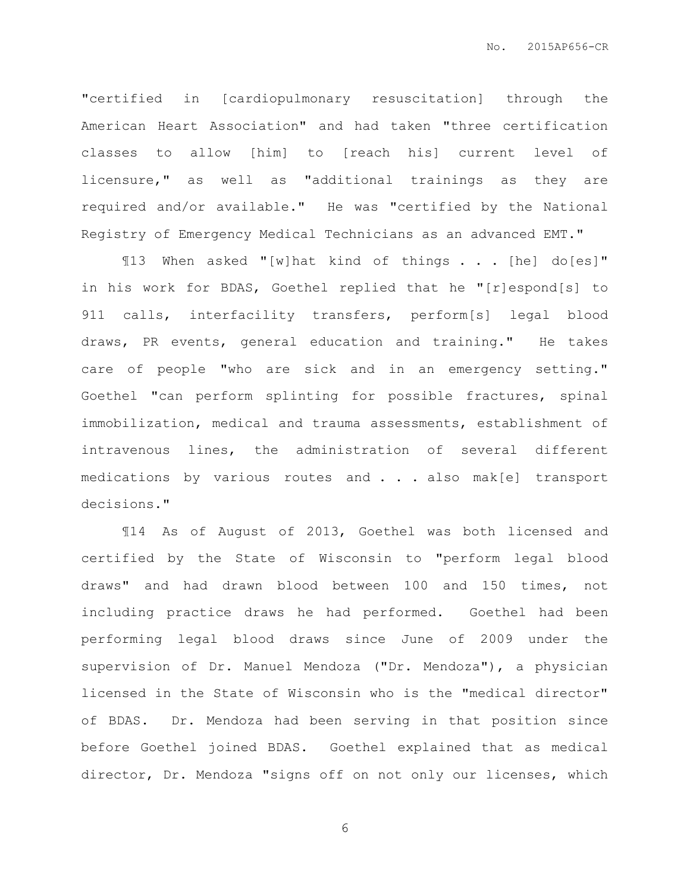"certified in [cardiopulmonary resuscitation] through the American Heart Association" and had taken "three certification classes to allow [him] to [reach his] current level of licensure," as well as "additional trainings as they are required and/or available." He was "certified by the National Registry of Emergency Medical Technicians as an advanced EMT."

¶13 When asked "[w]hat kind of things . . . [he] do[es]" in his work for BDAS, Goethel replied that he "[r]espond[s] to 911 calls, interfacility transfers, perform[s] legal blood draws, PR events, general education and training." He takes care of people "who are sick and in an emergency setting." Goethel "can perform splinting for possible fractures, spinal immobilization, medical and trauma assessments, establishment of intravenous lines, the administration of several different medications by various routes and . . . also mak[e] transport decisions."

¶14 As of August of 2013, Goethel was both licensed and certified by the State of Wisconsin to "perform legal blood draws" and had drawn blood between 100 and 150 times, not including practice draws he had performed. Goethel had been performing legal blood draws since June of 2009 under the supervision of Dr. Manuel Mendoza ("Dr. Mendoza"), a physician licensed in the State of Wisconsin who is the "medical director" of BDAS. Dr. Mendoza had been serving in that position since before Goethel joined BDAS. Goethel explained that as medical director, Dr. Mendoza "signs off on not only our licenses, which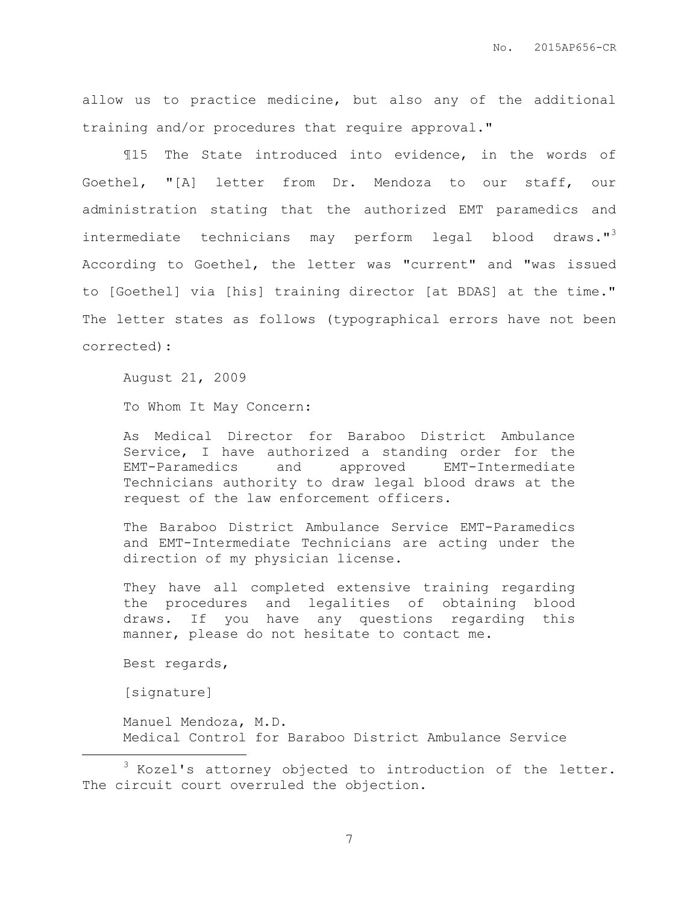allow us to practice medicine, but also any of the additional training and/or procedures that require approval."

¶15 The State introduced into evidence, in the words of Goethel, "[A] letter from Dr. Mendoza to our staff, our administration stating that the authorized EMT paramedics and intermediate technicians may perform legal blood draws."[3] According to Goethel, the letter was "current" and "was issued to [Goethel] via [his] training director [at BDAS] at the time." The letter states as follows (typographical errors have not been corrected):

> August 21, 2009
>
> To Whom It May Concern:
>
> As Medical Director for Baraboo District Ambulance Service, I have authorized a standing order for the EMT-Paramedics and approved EMT-Intermediate Technicians authority to draw legal blood draws at the request of the law enforcement officers.
>
> The Baraboo District Ambulance Service EMT-Paramedics and EMT-Intermediate Technicians are acting under the direction of my physician license.
>
> They have all completed extensive training regarding the procedures and legalities of obtaining blood draws. If you have any questions regarding this manner, please do not hesitate to contact me.
>
> Best regards,
>
> [signature]
>
> Manuel Mendoza, M.D.
> Medical Control for Baraboo District Ambulance Service

---

[3] Kozel's attorney objected to introduction of the letter. The circuit court overruled the objection.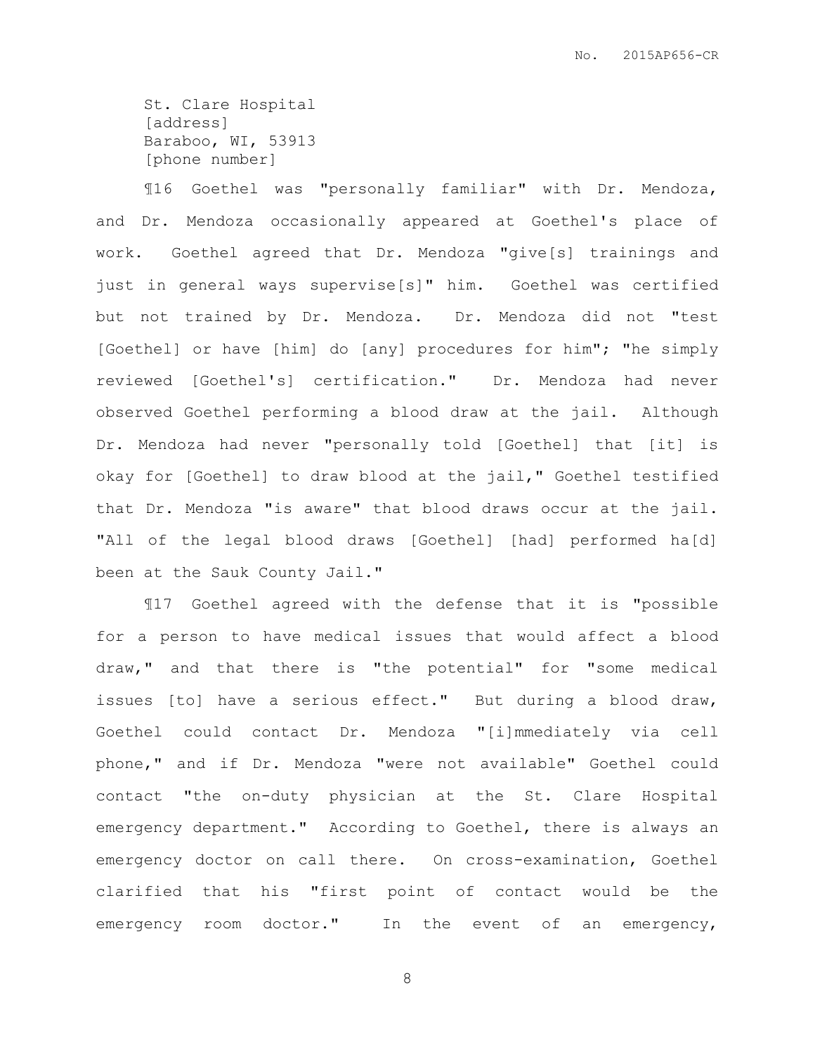St. Clare Hospital
[address]
Baraboo, WI, 53913
[phone number]

¶16 Goethel was "personally familiar" with Dr. Mendoza, and Dr. Mendoza occasionally appeared at Goethel's place of work. Goethel agreed that Dr. Mendoza "give[s] trainings and just in general ways supervise[s]" him. Goethel was certified but not trained by Dr. Mendoza. Dr. Mendoza did not "test [Goethel] or have [him] do [any] procedures for him"; "he simply reviewed [Goethel's] certification." Dr. Mendoza had never observed Goethel performing a blood draw at the jail. Although Dr. Mendoza had never "personally told [Goethel] that [it] is okay for [Goethel] to draw blood at the jail," Goethel testified that Dr. Mendoza "is aware" that blood draws occur at the jail. "All of the legal blood draws [Goethel] [had] performed ha[d] been at the Sauk County Jail."

¶17 Goethel agreed with the defense that it is "possible for a person to have medical issues that would affect a blood draw," and that there is "the potential" for "some medical issues [to] have a serious effect." But during a blood draw, Goethel could contact Dr. Mendoza "[i]mmediately via cell phone," and if Dr. Mendoza "were not available" Goethel could contact "the on-duty physician at the St. Clare Hospital emergency department." According to Goethel, there is always an emergency doctor on call there. On cross-examination, Goethel clarified that his "first point of contact would be the emergency room doctor." In the event of an emergency,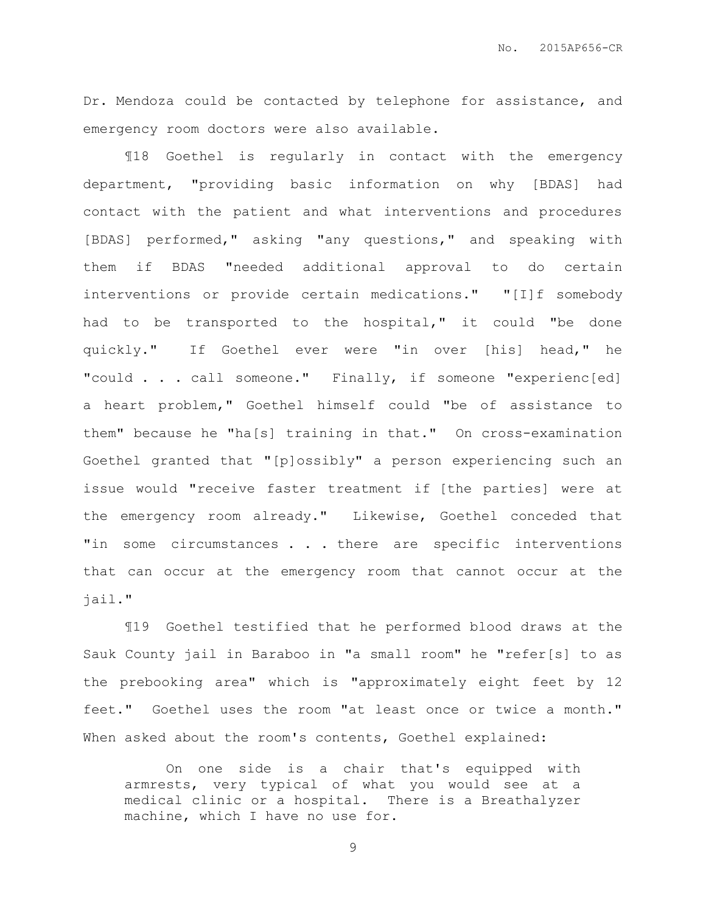Dr. Mendoza could be contacted by telephone for assistance, and emergency room doctors were also available.

¶18 Goethel is regularly in contact with the emergency department, "providing basic information on why [BDAS] had contact with the patient and what interventions and procedures [BDAS] performed," asking "any questions," and speaking with them if BDAS "needed additional approval to do certain interventions or provide certain medications." "[I]f somebody had to be transported to the hospital," it could "be done quickly." If Goethel ever were "in over [his] head," he "could . . . call someone." Finally, if someone "experienc[ed] a heart problem," Goethel himself could "be of assistance to them" because he "ha[s] training in that." On cross-examination Goethel granted that "[p]ossibly" a person experiencing such an issue would "receive faster treatment if [the parties] were at the emergency room already." Likewise, Goethel conceded that "in some circumstances . . . there are specific interventions that can occur at the emergency room that cannot occur at the jail."

¶19 Goethel testified that he performed blood draws at the Sauk County jail in Baraboo in "a small room" he "refer[s] to as the prebooking area" which is "approximately eight feet by 12 feet." Goethel uses the room "at least once or twice a month." When asked about the room's contents, Goethel explained:

> On one side is a chair that's equipped with armrests, very typical of what you would see at a medical clinic or a hospital. There is a Breathalyzer machine, which I have no use for.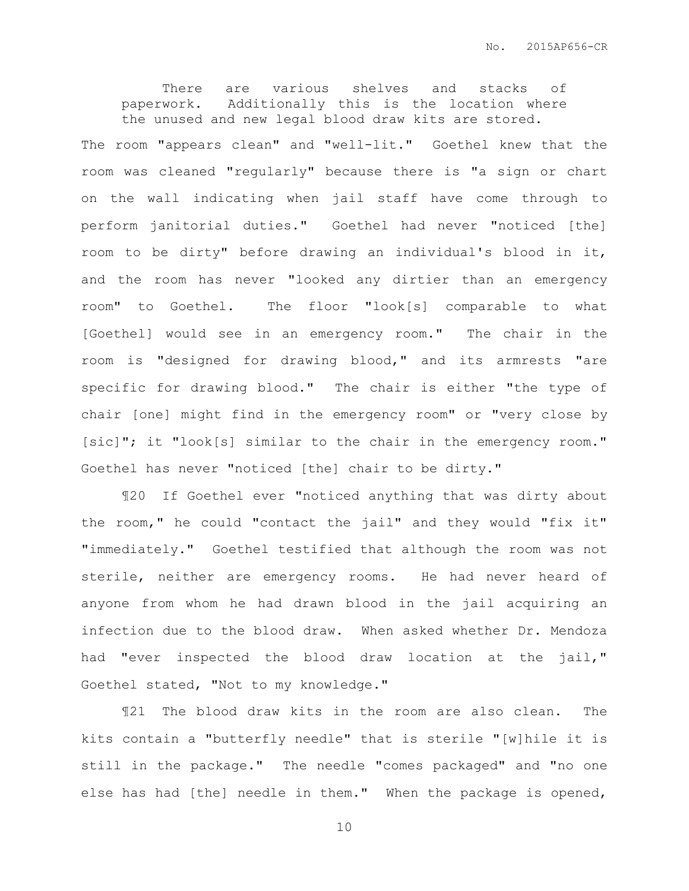> There are various shelves and stacks of paperwork. Additionally this is the location where the unused and new legal blood draw kits are stored.

The room "appears clean" and "well-lit." Goethel knew that the room was cleaned "regularly" because there is "a sign or chart on the wall indicating when jail staff have come through to perform janitorial duties." Goethel had never "noticed [the] room to be dirty" before drawing an individual's blood in it, and the room has never "looked any dirtier than an emergency room" to Goethel. The floor "look[s] comparable to what [Goethel] would see in an emergency room." The chair in the room is "designed for drawing blood," and its armrests "are specific for drawing blood." The chair is either "the type of chair [one] might find in the emergency room" or "very close by [sic]"; it "look[s] similar to the chair in the emergency room." Goethel has never "noticed [the] chair to be dirty."

¶20 If Goethel ever "noticed anything that was dirty about the room," he could "contact the jail" and they would "fix it" "immediately." Goethel testified that although the room was not sterile, neither are emergency rooms. He had never heard of anyone from whom he had drawn blood in the jail acquiring an infection due to the blood draw. When asked whether Dr. Mendoza had "ever inspected the blood draw location at the jail," Goethel stated, "Not to my knowledge."

¶21 The blood draw kits in the room are also clean. The kits contain a "butterfly needle" that is sterile "[w]hile it is still in the package." The needle "comes packaged" and "no one else has had [the] needle in them." When the package is opened,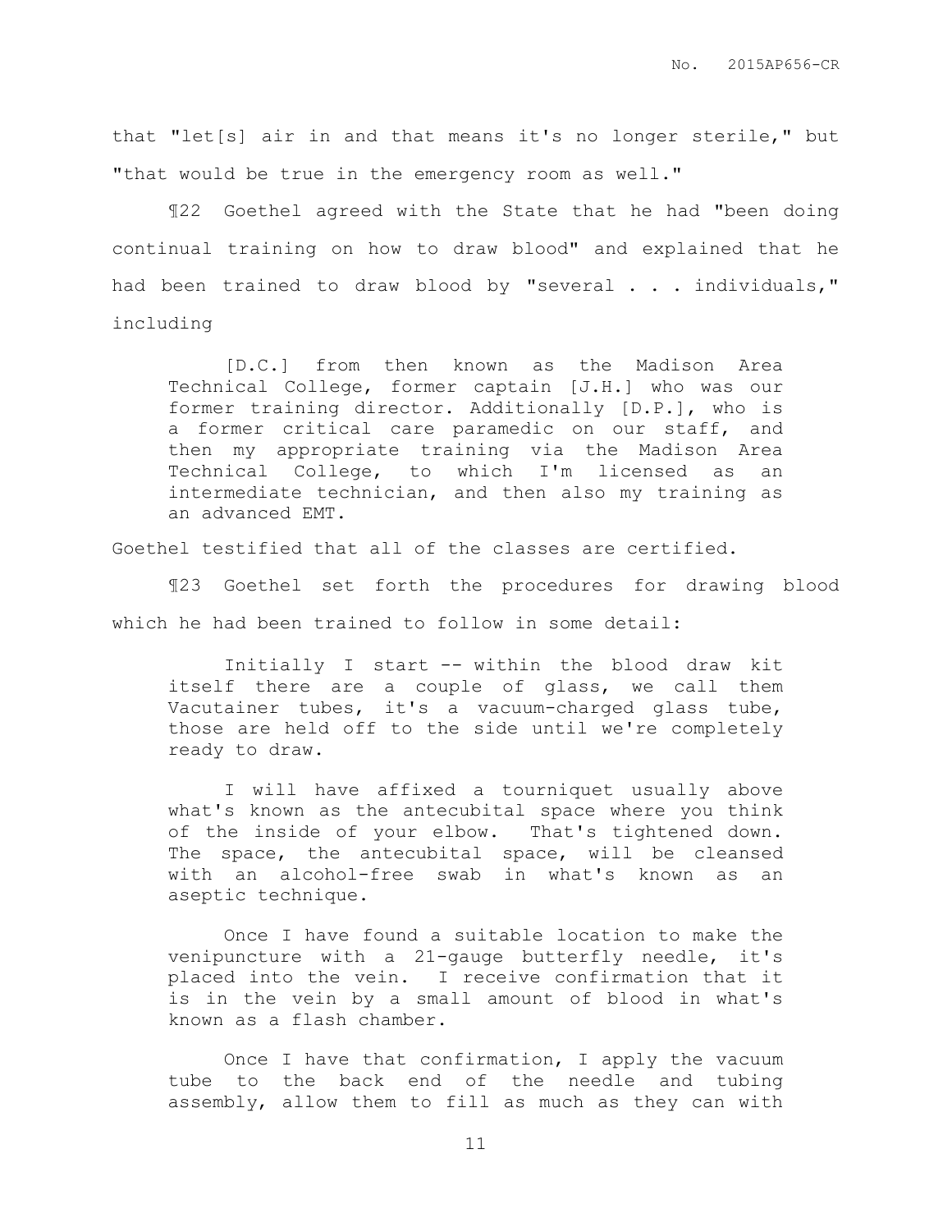that "let[s] air in and that means it's no longer sterile," but "that would be true in the emergency room as well."

¶22 Goethel agreed with the State that he had "been doing continual training on how to draw blood" and explained that he had been trained to draw blood by "several . . . individuals," including

> [D.C.] from then known as the Madison Area Technical College, former captain [J.H.] who was our former training director. Additionally [D.P.], who is a former critical care paramedic on our staff, and then my appropriate training via the Madison Area Technical College, to which I'm licensed as an intermediate technician, and then also my training as an advanced EMT.

Goethel testified that all of the classes are certified.

¶23 Goethel set forth the procedures for drawing blood which he had been trained to follow in some detail:

> Initially I start -- within the blood draw kit itself there are a couple of glass, we call them Vacutainer tubes, it's a vacuum-charged glass tube, those are held off to the side until we're completely ready to draw.
>
> I will have affixed a tourniquet usually above what's known as the antecubital space where you think of the inside of your elbow. That's tightened down. The space, the antecubital space, will be cleansed with an alcohol-free swab in what's known as an aseptic technique.
>
> Once I have found a suitable location to make the venipuncture with a 21-gauge butterfly needle, it's placed into the vein. I receive confirmation that it is in the vein by a small amount of blood in what's known as a flash chamber.
>
> Once I have that confirmation, I apply the vacuum tube to the back end of the needle and tubing assembly, allow them to fill as much as they can with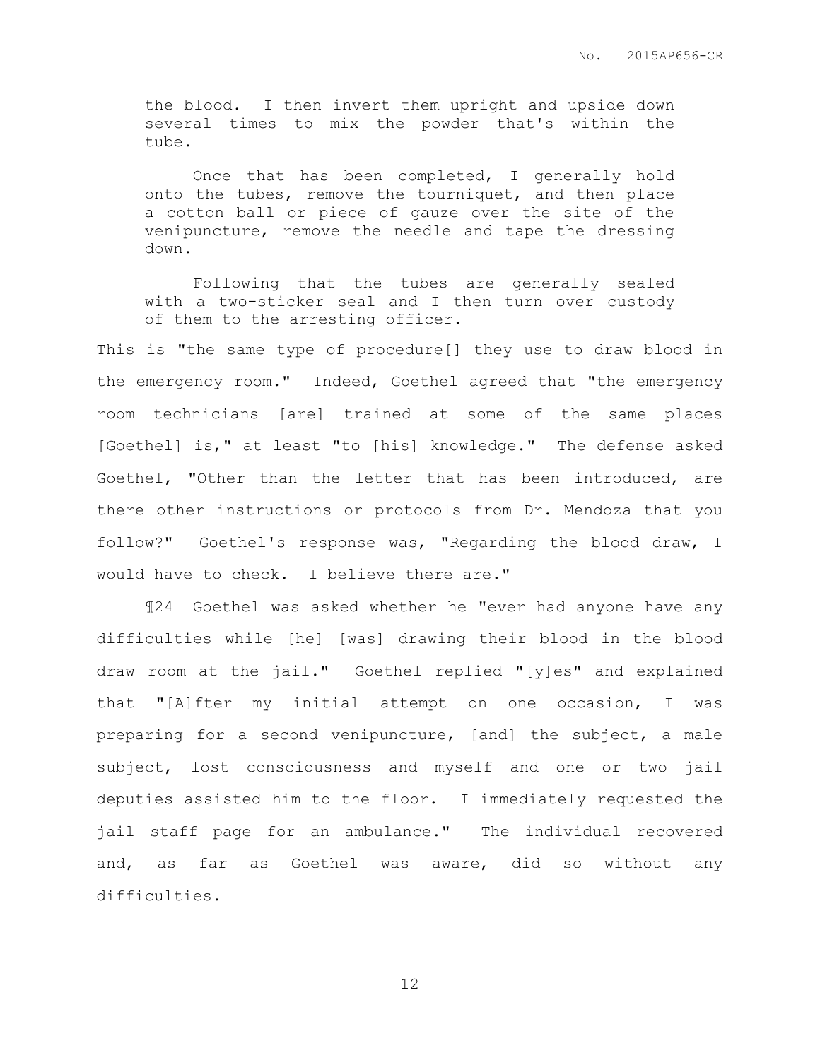> the blood. I then invert them upright and upside down several times to mix the powder that's within the tube.
>
> Once that has been completed, I generally hold onto the tubes, remove the tourniquet, and then place a cotton ball or piece of gauze over the site of the venipuncture, remove the needle and tape the dressing down.
>
> Following that the tubes are generally sealed with a two-sticker seal and I then turn over custody of them to the arresting officer.

This is "the same type of procedure[] they use to draw blood in the emergency room." Indeed, Goethel agreed that "the emergency room technicians [are] trained at some of the same places [Goethel] is," at least "to [his] knowledge." The defense asked Goethel, "Other than the letter that has been introduced, are there other instructions or protocols from Dr. Mendoza that you follow?" Goethel's response was, "Regarding the blood draw, I would have to check. I believe there are."

¶24 Goethel was asked whether he "ever had anyone have any difficulties while [he] [was] drawing their blood in the blood draw room at the jail." Goethel replied "[y]es" and explained that "[A]fter my initial attempt on one occasion, I was preparing for a second venipuncture, [and] the subject, a male subject, lost consciousness and myself and one or two jail deputies assisted him to the floor. I immediately requested the jail staff page for an ambulance." The individual recovered and, as far as Goethel was aware, did so without any difficulties.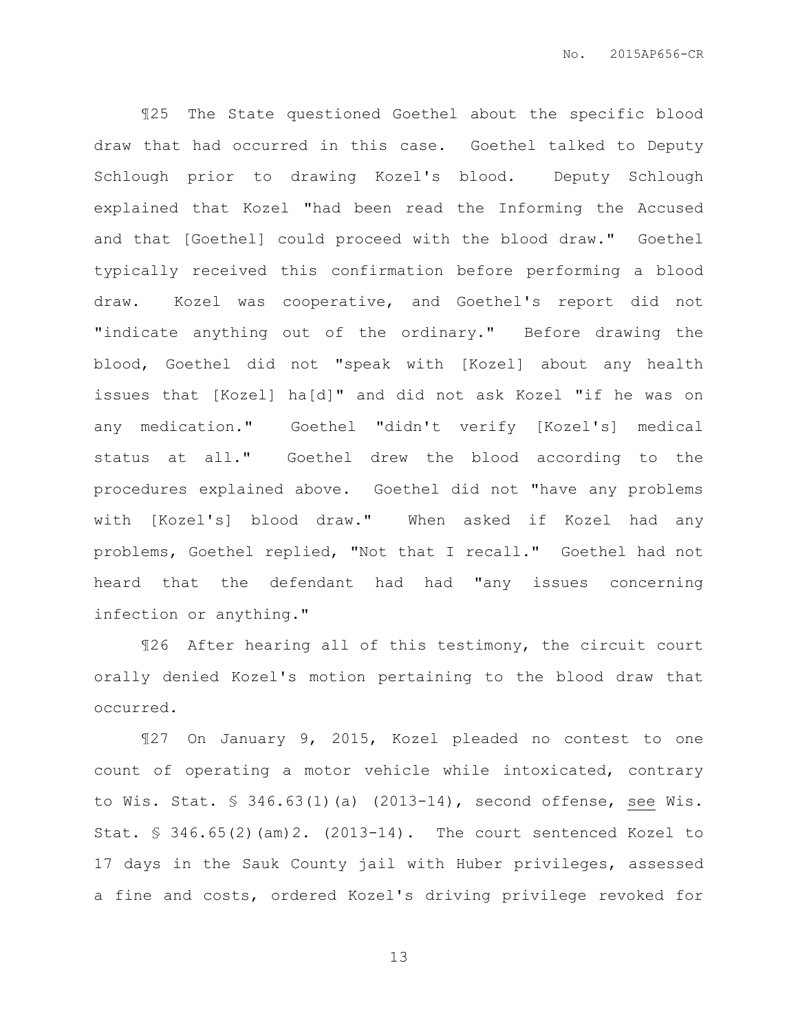¶25 The State questioned Goethel about the specific blood draw that had occurred in this case. Goethel talked to Deputy Schlough prior to drawing Kozel's blood. Deputy Schlough explained that Kozel "had been read the Informing the Accused and that [Goethel] could proceed with the blood draw." Goethel typically received this confirmation before performing a blood draw. Kozel was cooperative, and Goethel's report did not "indicate anything out of the ordinary." Before drawing the blood, Goethel did not "speak with [Kozel] about any health issues that [Kozel] ha[d]" and did not ask Kozel "if he was on any medication." Goethel "didn't verify [Kozel's] medical status at all." Goethel drew the blood according to the procedures explained above. Goethel did not "have any problems with [Kozel's] blood draw." When asked if Kozel had any problems, Goethel replied, "Not that I recall." Goethel had not heard that the defendant had had "any issues concerning infection or anything."

¶26 After hearing all of this testimony, the circuit court orally denied Kozel's motion pertaining to the blood draw that occurred.

¶27 On January 9, 2015, Kozel pleaded no contest to one count of operating a motor vehicle while intoxicated, contrary to Wis. Stat. § 346.63(1)(a) (2013-14), second offense, <u>see</u> Wis. Stat. § 346.65(2)(am)2. (2013-14). The court sentenced Kozel to 17 days in the Sauk County jail with Huber privileges, assessed a fine and costs, ordered Kozel's driving privilege revoked for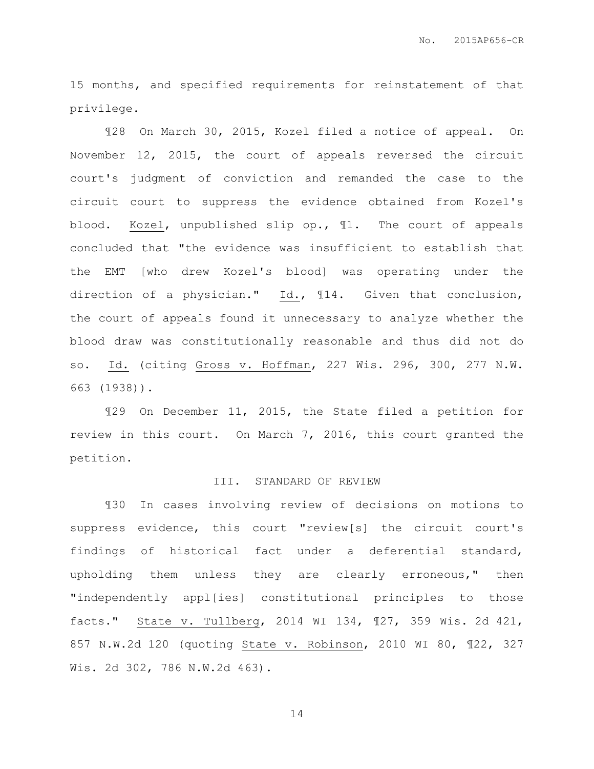15 months, and specified requirements for reinstatement of that privilege.

¶28 On March 30, 2015, Kozel filed a notice of appeal. On November 12, 2015, the court of appeals reversed the circuit court's judgment of conviction and remanded the case to the circuit court to suppress the evidence obtained from Kozel's blood. Kozel, unpublished slip op., ¶1. The court of appeals concluded that "the evidence was insufficient to establish that the EMT [who drew Kozel's blood] was operating under the direction of a physician." Id., ¶14. Given that conclusion, the court of appeals found it unnecessary to analyze whether the blood draw was constitutionally reasonable and thus did not do so. Id. (citing Gross v. Hoffman, 227 Wis. 296, 300, 277 N.W. 663 (1938)).

¶29 On December 11, 2015, the State filed a petition for review in this court. On March 7, 2016, this court granted the petition.

## III. STANDARD OF REVIEW

¶30 In cases involving review of decisions on motions to suppress evidence, this court "review[s] the circuit court's findings of historical fact under a deferential standard, upholding them unless they are clearly erroneous," then "independently appl[ies] constitutional principles to those facts." State v. Tullberg, 2014 WI 134, ¶27, 359 Wis. 2d 421, 857 N.W.2d 120 (quoting State v. Robinson, 2010 WI 80, ¶22, 327 Wis. 2d 302, 786 N.W.2d 463).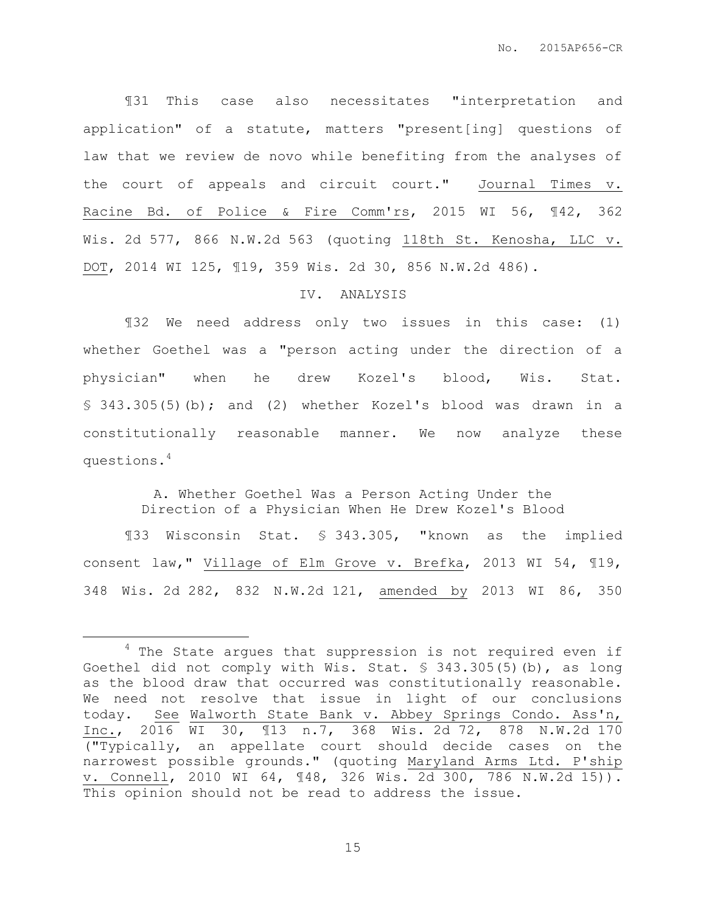¶31 This case also necessitates "interpretation and application" of a statute, matters "present[ing] questions of law that we review de novo while benefiting from the analyses of the court of appeals and circuit court." Journal Times v. Racine Bd. of Police & Fire Comm'rs, 2015 WI 56, ¶42, 362 Wis. 2d 577, 866 N.W.2d 563 (quoting 118th St. Kenosha, LLC v. DOT, 2014 WI 125, ¶19, 359 Wis. 2d 30, 856 N.W.2d 486).

## IV. ANALYSIS

¶32 We need address only two issues in this case: (1) whether Goethel was a "person acting under the direction of a physician" when he drew Kozel's blood, Wis. Stat. § 343.305(5)(b); and (2) whether Kozel's blood was drawn in a constitutionally reasonable manner. We now analyze these questions.[4]

### A. Whether Goethel Was a Person Acting Under the Direction of a Physician When He Drew Kozel's Blood

¶33 Wisconsin Stat. § 343.305, "known as the implied consent law," Village of Elm Grove v. Brefka, 2013 WI 54, ¶19, 348 Wis. 2d 282, 832 N.W.2d 121, amended by 2013 WI 86, 350

---

[4] The State argues that suppression is not required even if Goethel did not comply with Wis. Stat. § 343.305(5)(b), as long as the blood draw that occurred was constitutionally reasonable. We need not resolve that issue in light of our conclusions today. See Walworth State Bank v. Abbey Springs Condo. Ass'n, Inc., 2016 WI 30, ¶13 n.7, 368 Wis. 2d 72, 878 N.W.2d 170 ("Typically, an appellate court should decide cases on the narrowest possible grounds." (quoting Maryland Arms Ltd. P'ship v. Connell, 2010 WI 64, ¶48, 326 Wis. 2d 300, 786 N.W.2d 15)). This opinion should not be read to address the issue.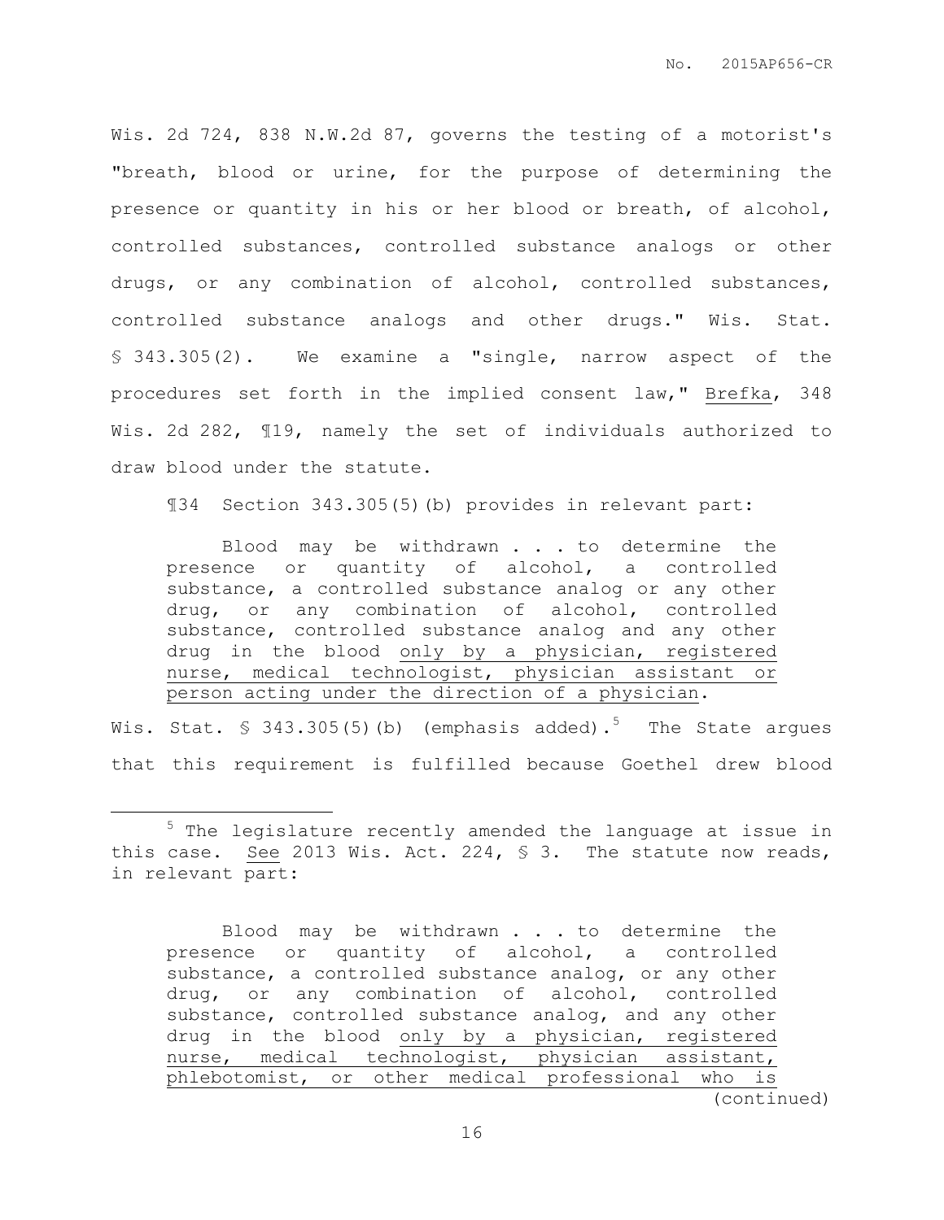Wis. 2d 724, 838 N.W.2d 87, governs the testing of a motorist's "breath, blood or urine, for the purpose of determining the presence or quantity in his or her blood or breath, of alcohol, controlled substances, controlled substance analogs or other drugs, or any combination of alcohol, controlled substances, controlled substance analogs and other drugs." Wis. Stat. § 343.305(2). We examine a "single, narrow aspect of the procedures set forth in the implied consent law," Brefka, 348 Wis. 2d 282, ¶19, namely the set of individuals authorized to draw blood under the statute.

¶34 Section 343.305(5)(b) provides in relevant part:

> Blood may be withdrawn . . . to determine the presence or quantity of alcohol, a controlled substance, a controlled substance analog or any other drug, or any combination of alcohol, controlled substance, controlled substance analog and any other drug in the blood only by a physician, registered nurse, medical technologist, physician assistant or person acting under the direction of a physician.

Wis. Stat. § 343.305(5)(b) (emphasis added).[5] The State argues that this requirement is fulfilled because Goethel drew blood

---

[5] The legislature recently amended the language at issue in this case. See 2013 Wis. Act. 224, § 3. The statute now reads, in relevant part:

> Blood may be withdrawn . . . to determine the presence or quantity of alcohol, a controlled substance, a controlled substance analog, or any other drug, or any combination of alcohol, controlled substance, controlled substance analog, and any other drug in the blood only by a physician, registered nurse, medical technologist, physician assistant, phlebotomist, or other medical professional who is

(continued)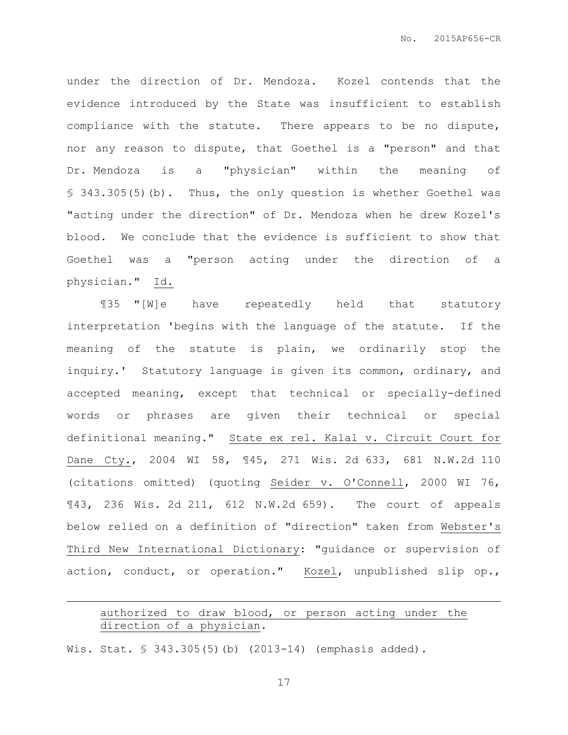under the direction of Dr. Mendoza. Kozel contends that the evidence introduced by the State was insufficient to establish compliance with the statute. There appears to be no dispute, nor any reason to dispute, that Goethel is a "person" and that Dr. Mendoza is a "physician" within the meaning of § 343.305(5)(b). Thus, the only question is whether Goethel was "acting under the direction" of Dr. Mendoza when he drew Kozel's blood. We conclude that the evidence is sufficient to show that Goethel was a "person acting under the direction of a physician." Id.

¶35 "[W]e have repeatedly held that statutory interpretation 'begins with the language of the statute. If the meaning of the statute is plain, we ordinarily stop the inquiry.' Statutory language is given its common, ordinary, and accepted meaning, except that technical or specially-defined words or phrases are given their technical or special definitional meaning." State ex rel. Kalal v. Circuit Court for Dane Cty., 2004 WI 58, ¶45, 271 Wis. 2d 633, 681 N.W.2d 110 (citations omitted) (quoting Seider v. O'Connell, 2000 WI 76, ¶43, 236 Wis. 2d 211, 612 N.W.2d 659). The court of appeals below relied on a definition of "direction" taken from Webster's Third New International Dictionary: "guidance or supervision of action, conduct, or operation." Kozel, unpublished slip op.,

---

> authorized to draw blood, or person acting under the direction of a physician.

Wis. Stat. § 343.305(5)(b) (2013-14) (emphasis added).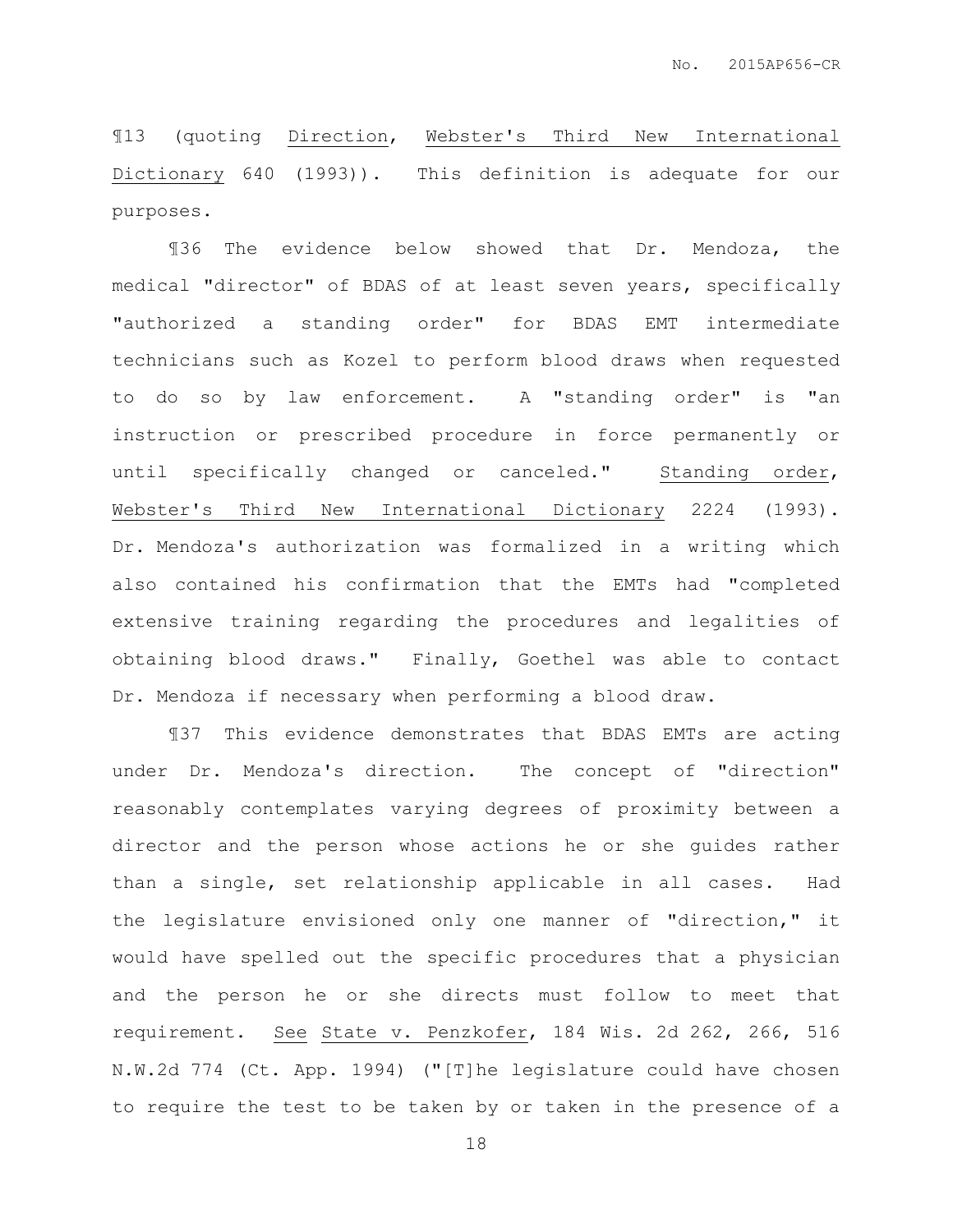¶13 (quoting Direction, Webster's Third New International Dictionary 640 (1993)). This definition is adequate for our purposes.

¶36 The evidence below showed that Dr. Mendoza, the medical "director" of BDAS of at least seven years, specifically "authorized a standing order" for BDAS EMT intermediate technicians such as Kozel to perform blood draws when requested to do so by law enforcement. A "standing order" is "an instruction or prescribed procedure in force permanently or until specifically changed or canceled." Standing order, Webster's Third New International Dictionary 2224 (1993). Dr. Mendoza's authorization was formalized in a writing which also contained his confirmation that the EMTs had "completed extensive training regarding the procedures and legalities of obtaining blood draws." Finally, Goethel was able to contact Dr. Mendoza if necessary when performing a blood draw.

¶37 This evidence demonstrates that BDAS EMTs are acting under Dr. Mendoza's direction. The concept of "direction" reasonably contemplates varying degrees of proximity between a director and the person whose actions he or she guides rather than a single, set relationship applicable in all cases. Had the legislature envisioned only one manner of "direction," it would have spelled out the specific procedures that a physician and the person he or she directs must follow to meet that requirement. See State v. Penzkofer, 184 Wis. 2d 262, 266, 516 N.W.2d 774 (Ct. App. 1994) ("[T]he legislature could have chosen to require the test to be taken by or taken in the presence of a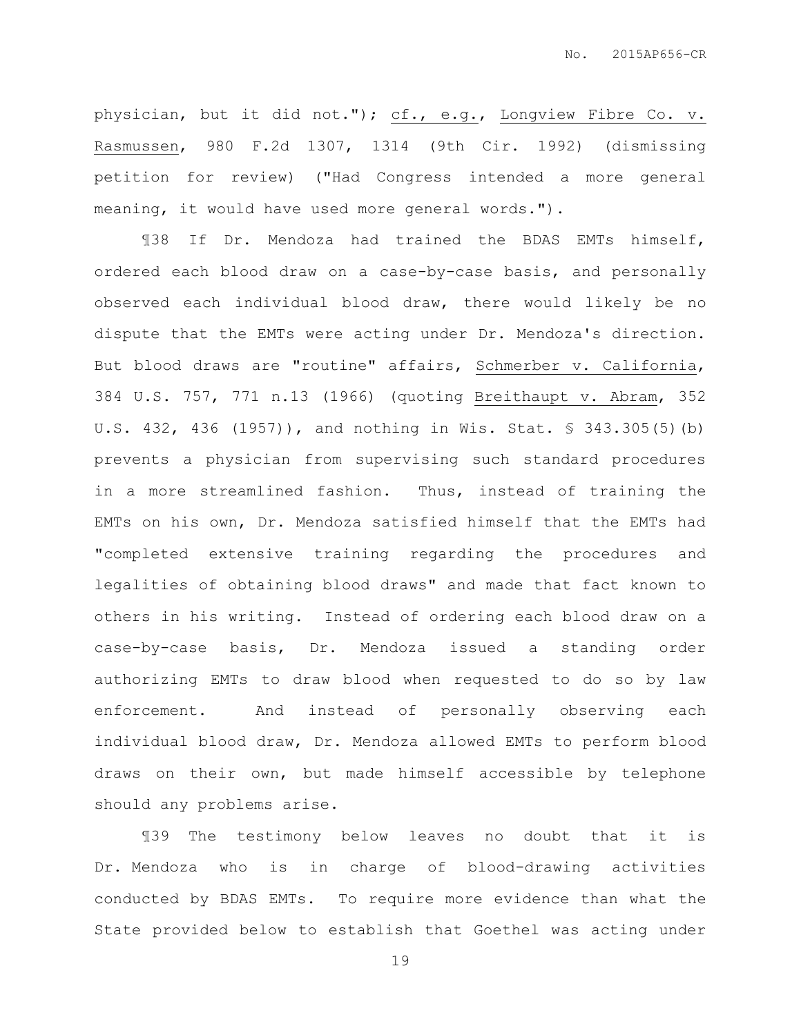physician, but it did not."); cf., e.g., Longview Fibre Co. v. Rasmussen, 980 F.2d 1307, 1314 (9th Cir. 1992) (dismissing petition for review) ("Had Congress intended a more general meaning, it would have used more general words.").

¶38 If Dr. Mendoza had trained the BDAS EMTs himself, ordered each blood draw on a case-by-case basis, and personally observed each individual blood draw, there would likely be no dispute that the EMTs were acting under Dr. Mendoza's direction. But blood draws are "routine" affairs, Schmerber v. California, 384 U.S. 757, 771 n.13 (1966) (quoting Breithaupt v. Abram, 352 U.S. 432, 436 (1957)), and nothing in Wis. Stat. § 343.305(5)(b) prevents a physician from supervising such standard procedures in a more streamlined fashion. Thus, instead of training the EMTs on his own, Dr. Mendoza satisfied himself that the EMTs had "completed extensive training regarding the procedures and legalities of obtaining blood draws" and made that fact known to others in his writing. Instead of ordering each blood draw on a case-by-case basis, Dr. Mendoza issued a standing order authorizing EMTs to draw blood when requested to do so by law enforcement. And instead of personally observing each individual blood draw, Dr. Mendoza allowed EMTs to perform blood draws on their own, but made himself accessible by telephone should any problems arise.

¶39 The testimony below leaves no doubt that it is Dr. Mendoza who is in charge of blood-drawing activities conducted by BDAS EMTs. To require more evidence than what the State provided below to establish that Goethel was acting under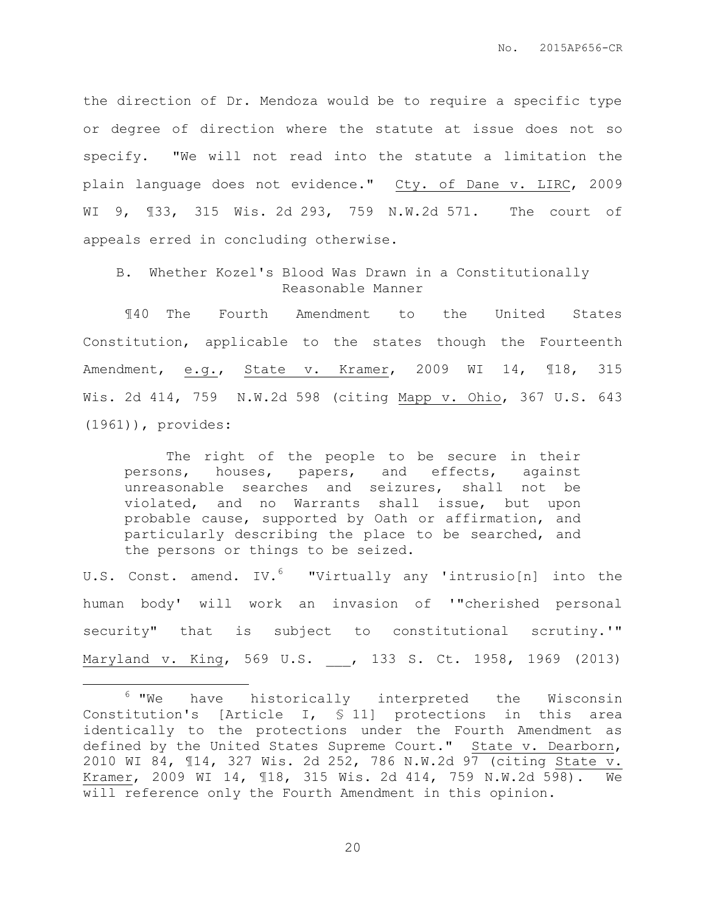the direction of Dr. Mendoza would be to require a specific type or degree of direction where the statute at issue does not so specify. "We will not read into the statute a limitation the plain language does not evidence." Cty. of Dane v. LIRC, 2009 WI 9, ¶33, 315 Wis. 2d 293, 759 N.W.2d 571. The court of appeals erred in concluding otherwise.

### B. Whether Kozel's Blood Was Drawn in a Constitutionally Reasonable Manner

¶40 The Fourth Amendment to the United States Constitution, applicable to the states though the Fourteenth Amendment, e.g., State v. Kramer, 2009 WI 14, ¶18, 315 Wis. 2d 414, 759 N.W.2d 598 (citing Mapp v. Ohio, 367 U.S. 643 (1961)), provides:

> The right of the people to be secure in their persons, houses, papers, and effects, against unreasonable searches and seizures, shall not be violated, and no Warrants shall issue, but upon probable cause, supported by Oath or affirmation, and particularly describing the place to be searched, and the persons or things to be seized.

U.S. Const. amend. IV.[6] "Virtually any 'intrusio[n] into the human body' will work an invasion of '"cherished personal security" that is subject to constitutional scrutiny.'" Maryland v. King, 569 U.S. ___, 133 S. Ct. 1958, 1969 (2013)

---

[6] "We have historically interpreted the Wisconsin Constitution's [Article I, § 11] protections in this area identically to the protections under the Fourth Amendment as defined by the United States Supreme Court." State v. Dearborn, 2010 WI 84, ¶14, 327 Wis. 2d 252, 786 N.W.2d 97 (citing State v. Kramer, 2009 WI 14, ¶18, 315 Wis. 2d 414, 759 N.W.2d 598). We will reference only the Fourth Amendment in this opinion.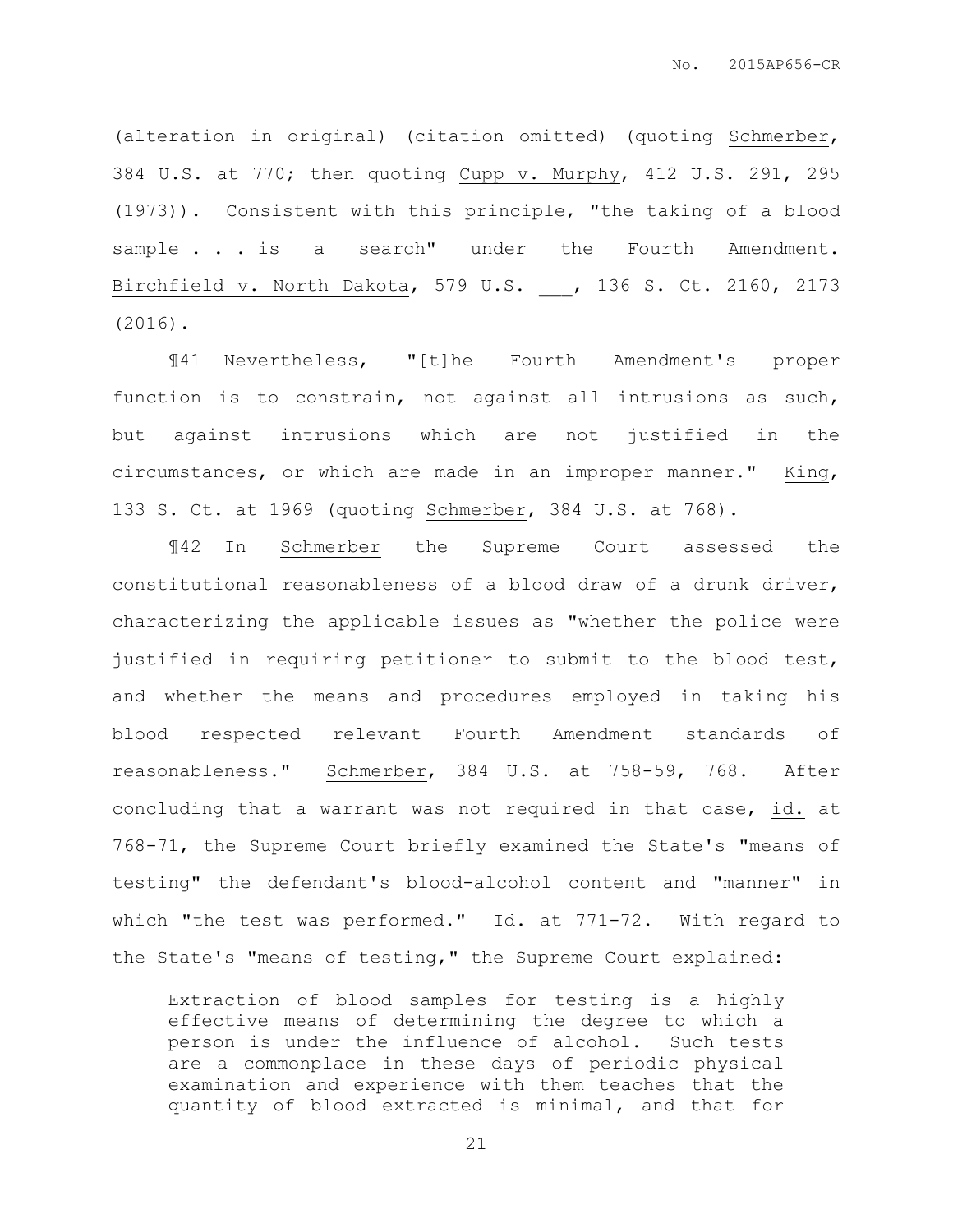(alteration in original) (citation omitted) (quoting Schmerber, 384 U.S. at 770; then quoting Cupp v. Murphy, 412 U.S. 291, 295 (1973)). Consistent with this principle, "the taking of a blood sample . . . is a search" under the Fourth Amendment. Birchfield v. North Dakota, 579 U.S. ___, 136 S. Ct. 2160, 2173 (2016).

¶41 Nevertheless, "[t]he Fourth Amendment's proper function is to constrain, not against all intrusions as such, but against intrusions which are not justified in the circumstances, or which are made in an improper manner." King, 133 S. Ct. at 1969 (quoting Schmerber, 384 U.S. at 768).

¶42 In Schmerber the Supreme Court assessed the constitutional reasonableness of a blood draw of a drunk driver, characterizing the applicable issues as "whether the police were justified in requiring petitioner to submit to the blood test, and whether the means and procedures employed in taking his blood respected relevant Fourth Amendment standards of reasonableness." Schmerber, 384 U.S. at 758-59, 768. After concluding that a warrant was not required in that case, id. at 768-71, the Supreme Court briefly examined the State's "means of testing" the defendant's blood-alcohol content and "manner" in which "the test was performed." Id. at 771-72. With regard to the State's "means of testing," the Supreme Court explained:

> Extraction of blood samples for testing is a highly effective means of determining the degree to which a person is under the influence of alcohol. Such tests are a commonplace in these days of periodic physical examination and experience with them teaches that the quantity of blood extracted is minimal, and that for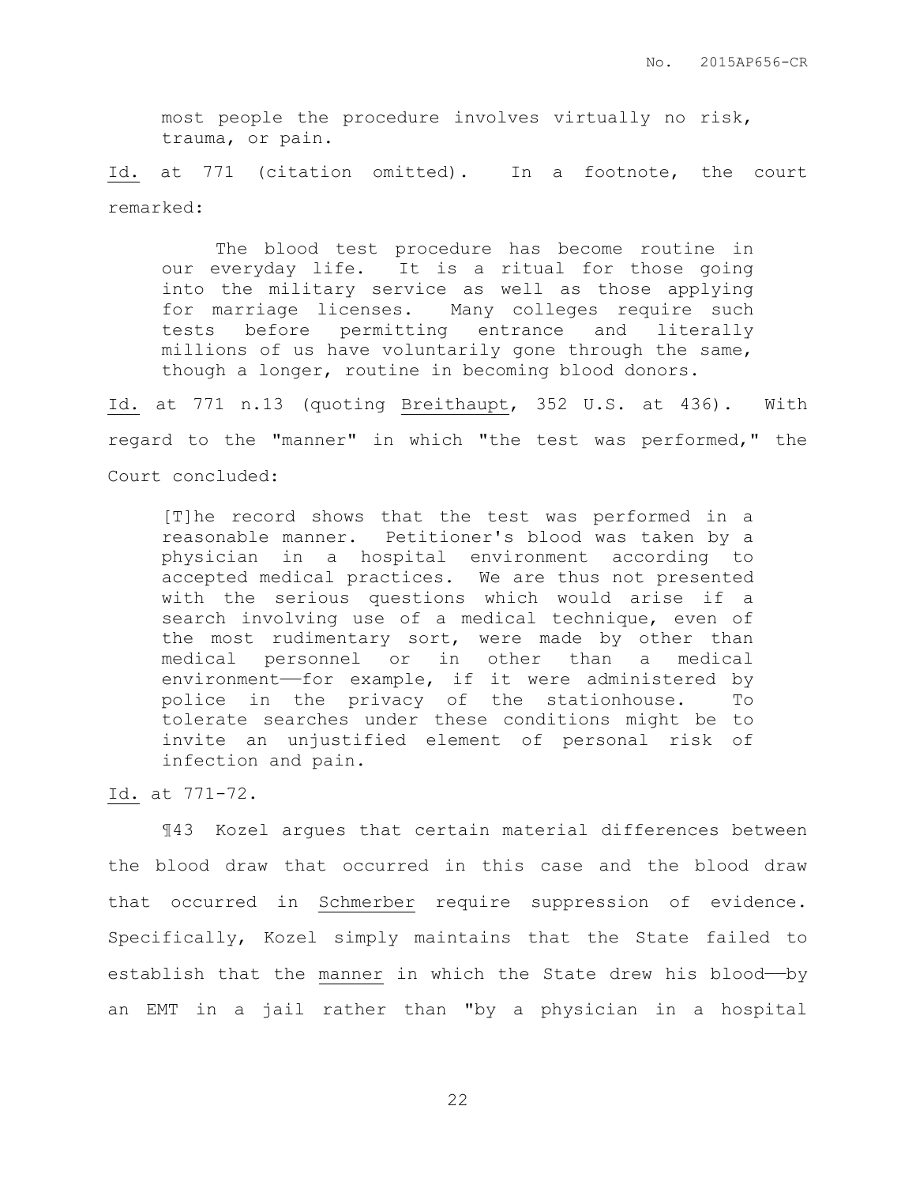> most people the procedure involves virtually no risk, trauma, or pain.

Id. at 771 (citation omitted). In a footnote, the court remarked:

> The blood test procedure has become routine in our everyday life. It is a ritual for those going into the military service as well as those applying for marriage licenses. Many colleges require such tests before permitting entrance and literally millions of us have voluntarily gone through the same, though a longer, routine in becoming blood donors.

Id. at 771 n.13 (quoting Breithaupt, 352 U.S. at 436). With regard to the "manner" in which "the test was performed," the Court concluded:

> [T]he record shows that the test was performed in a reasonable manner. Petitioner's blood was taken by a physician in a hospital environment according to accepted medical practices. We are thus not presented with the serious questions which would arise if a search involving use of a medical technique, even of the most rudimentary sort, were made by other than medical personnel or in other than a medical environment——for example, if it were administered by police in the privacy of the stationhouse. To tolerate searches under these conditions might be to invite an unjustified element of personal risk of infection and pain.

Id. at 771-72.

¶43 Kozel argues that certain material differences between the blood draw that occurred in this case and the blood draw that occurred in Schmerber require suppression of evidence. Specifically, Kozel simply maintains that the State failed to establish that the manner in which the State drew his blood——by an EMT in a jail rather than "by a physician in a hospital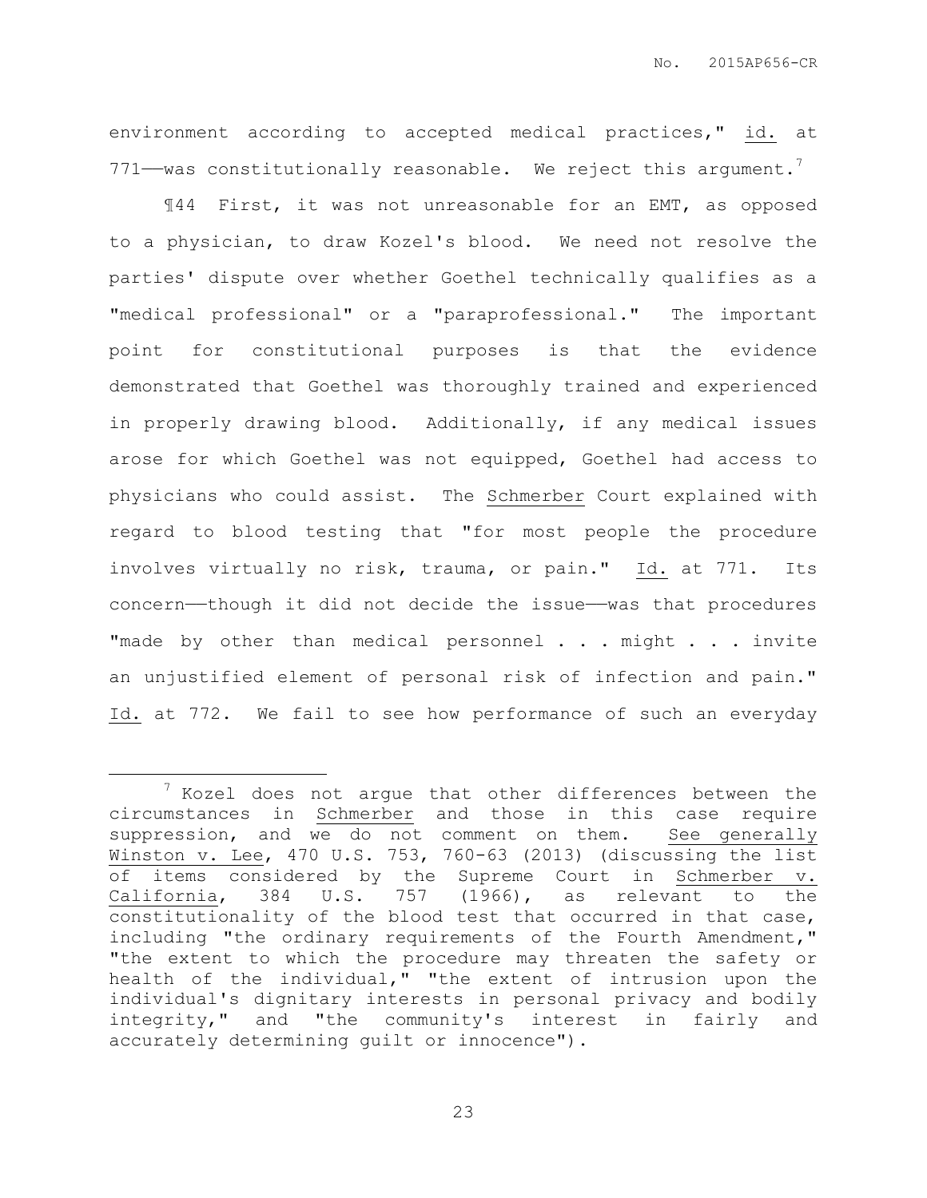environment according to accepted medical practices," id. at 771——was constitutionally reasonable. We reject this argument.[7]

¶44 First, it was not unreasonable for an EMT, as opposed to a physician, to draw Kozel's blood. We need not resolve the parties' dispute over whether Goethel technically qualifies as a "medical professional" or a "paraprofessional." The important point for constitutional purposes is that the evidence demonstrated that Goethel was thoroughly trained and experienced in properly drawing blood. Additionally, if any medical issues arose for which Goethel was not equipped, Goethel had access to physicians who could assist. The Schmerber Court explained with regard to blood testing that "for most people the procedure involves virtually no risk, trauma, or pain." Id. at 771. Its concern——though it did not decide the issue——was that procedures "made by other than medical personnel . . . might . . . invite an unjustified element of personal risk of infection and pain." Id. at 772. We fail to see how performance of such an everyday

---

[7] Kozel does not argue that other differences between the circumstances in Schmerber and those in this case require suppression, and we do not comment on them. See generally Winston v. Lee, 470 U.S. 753, 760-63 (2013) (discussing the list of items considered by the Supreme Court in Schmerber v. California, 384 U.S. 757 (1966), as relevant to the constitutionality of the blood test that occurred in that case, including "the ordinary requirements of the Fourth Amendment," "the extent to which the procedure may threaten the safety or health of the individual," "the extent of intrusion upon the individual's dignitary interests in personal privacy and bodily integrity," and "the community's interest in fairly and accurately determining guilt or innocence").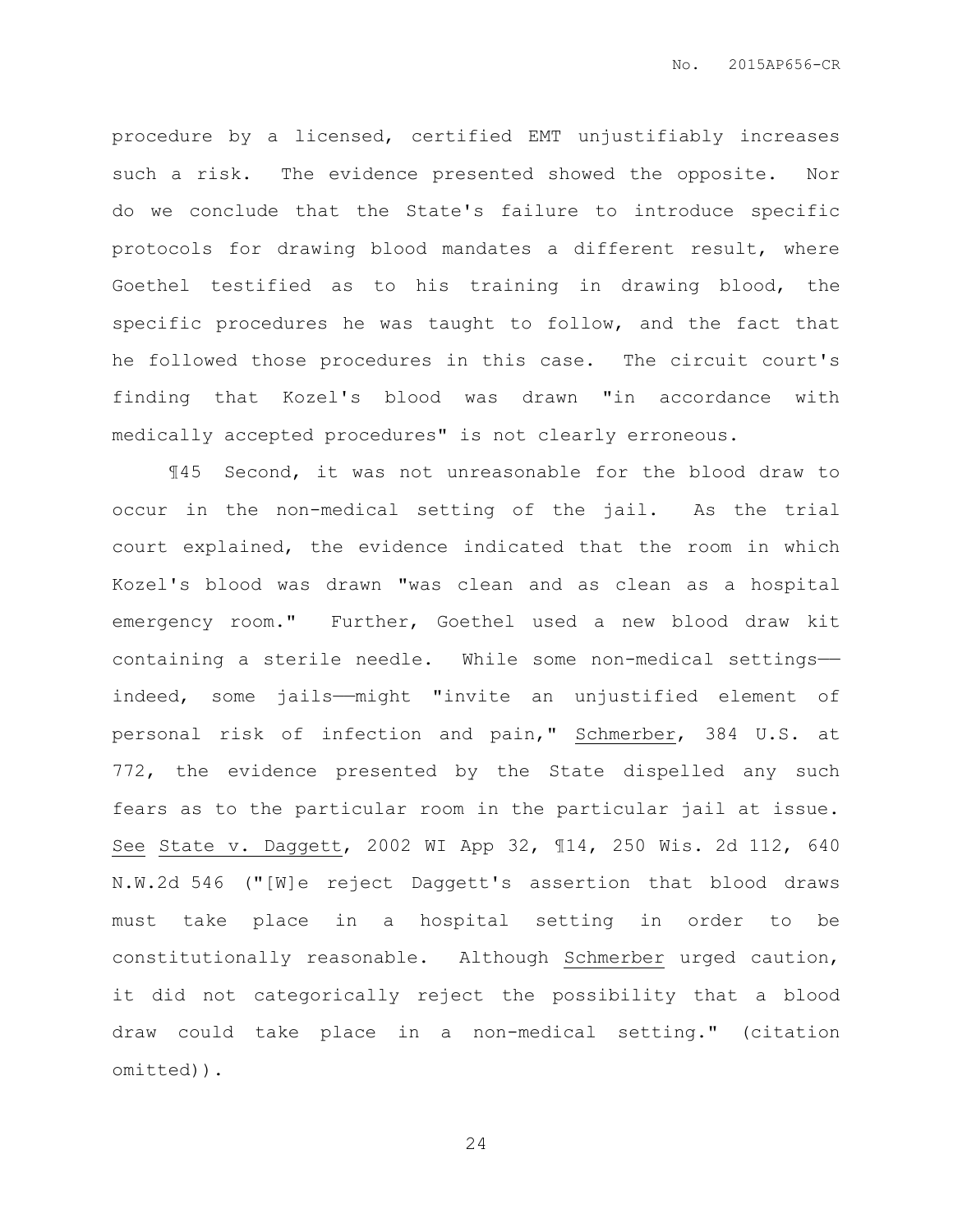procedure by a licensed, certified EMT unjustifiably increases such a risk. The evidence presented showed the opposite. Nor do we conclude that the State's failure to introduce specific protocols for drawing blood mandates a different result, where Goethel testified as to his training in drawing blood, the specific procedures he was taught to follow, and the fact that he followed those procedures in this case. The circuit court's finding that Kozel's blood was drawn "in accordance with medically accepted procedures" is not clearly erroneous.

¶45 Second, it was not unreasonable for the blood draw to occur in the non-medical setting of the jail. As the trial court explained, the evidence indicated that the room in which Kozel's blood was drawn "was clean and as clean as a hospital emergency room." Further, Goethel used a new blood draw kit containing a sterile needle. While some non-medical settings——indeed, some jails——might "invite an unjustified element of personal risk of infection and pain," Schmerber, 384 U.S. at 772, the evidence presented by the State dispelled any such fears as to the particular room in the particular jail at issue. See State v. Daggett, 2002 WI App 32, ¶14, 250 Wis. 2d 112, 640 N.W.2d 546 ("[W]e reject Daggett's assertion that blood draws must take place in a hospital setting in order to be constitutionally reasonable. Although Schmerber urged caution, it did not categorically reject the possibility that a blood draw could take place in a non-medical setting." (citation omitted)).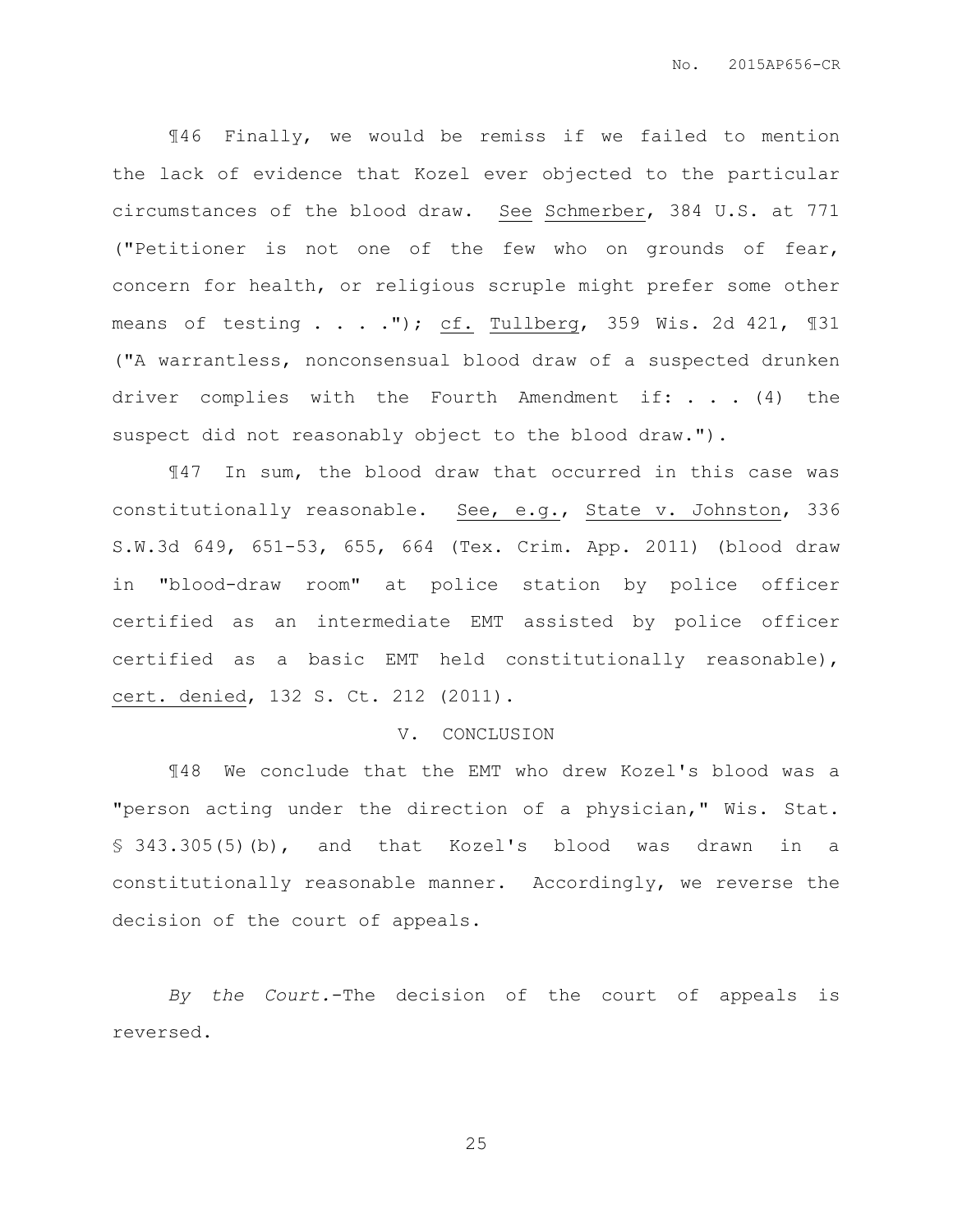¶46 Finally, we would be remiss if we failed to mention the lack of evidence that Kozel ever objected to the particular circumstances of the blood draw. See Schmerber, 384 U.S. at 771 ("Petitioner is not one of the few who on grounds of fear, concern for health, or religious scruple might prefer some other means of testing . . . ."); cf. Tullberg, 359 Wis. 2d 421, ¶31 ("A warrantless, nonconsensual blood draw of a suspected drunken driver complies with the Fourth Amendment if: . . . (4) the suspect did not reasonably object to the blood draw.").

¶47 In sum, the blood draw that occurred in this case was constitutionally reasonable. See, e.g., State v. Johnston, 336 S.W.3d 649, 651-53, 655, 664 (Tex. Crim. App. 2011) (blood draw in "blood-draw room" at police station by police officer certified as an intermediate EMT assisted by police officer certified as a basic EMT held constitutionally reasonable), cert. denied, 132 S. Ct. 212 (2011).

## V. CONCLUSION

¶48 We conclude that the EMT who drew Kozel's blood was a "person acting under the direction of a physician," Wis. Stat. § 343.305(5)(b), and that Kozel's blood was drawn in a constitutionally reasonable manner. Accordingly, we reverse the decision of the court of appeals.

*By the Court.*-The decision of the court of appeals is reversed.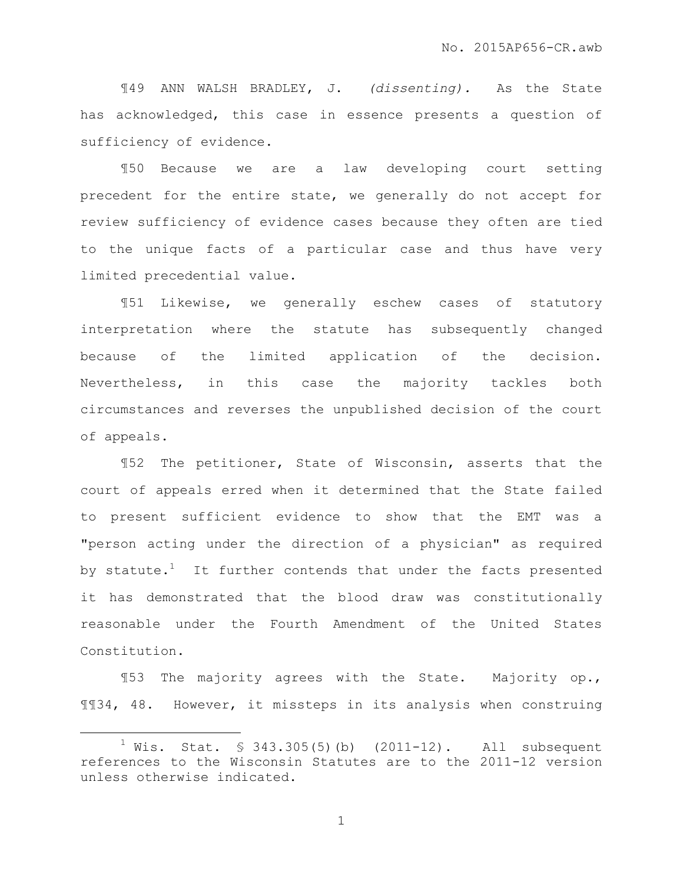¶49 ANN WALSH BRADLEY, J. *(dissenting).* As the State has acknowledged, this case in essence presents a question of sufficiency of evidence.

¶50 Because we are a law developing court setting precedent for the entire state, we generally do not accept for review sufficiency of evidence cases because they often are tied to the unique facts of a particular case and thus have very limited precedential value.

¶51 Likewise, we generally eschew cases of statutory interpretation where the statute has subsequently changed because of the limited application of the decision. Nevertheless, in this case the majority tackles both circumstances and reverses the unpublished decision of the court of appeals.

¶52 The petitioner, State of Wisconsin, asserts that the court of appeals erred when it determined that the State failed to present sufficient evidence to show that the EMT was a "person acting under the direction of a physician" as required by statute.[1] It further contends that under the facts presented it has demonstrated that the blood draw was constitutionally reasonable under the Fourth Amendment of the United States Constitution.

¶53 The majority agrees with the State. Majority op., ¶¶34, 48. However, it missteps in its analysis when construing

---

[1] Wis. Stat. § 343.305(5)(b) (2011-12). All subsequent references to the Wisconsin Statutes are to the 2011-12 version unless otherwise indicated.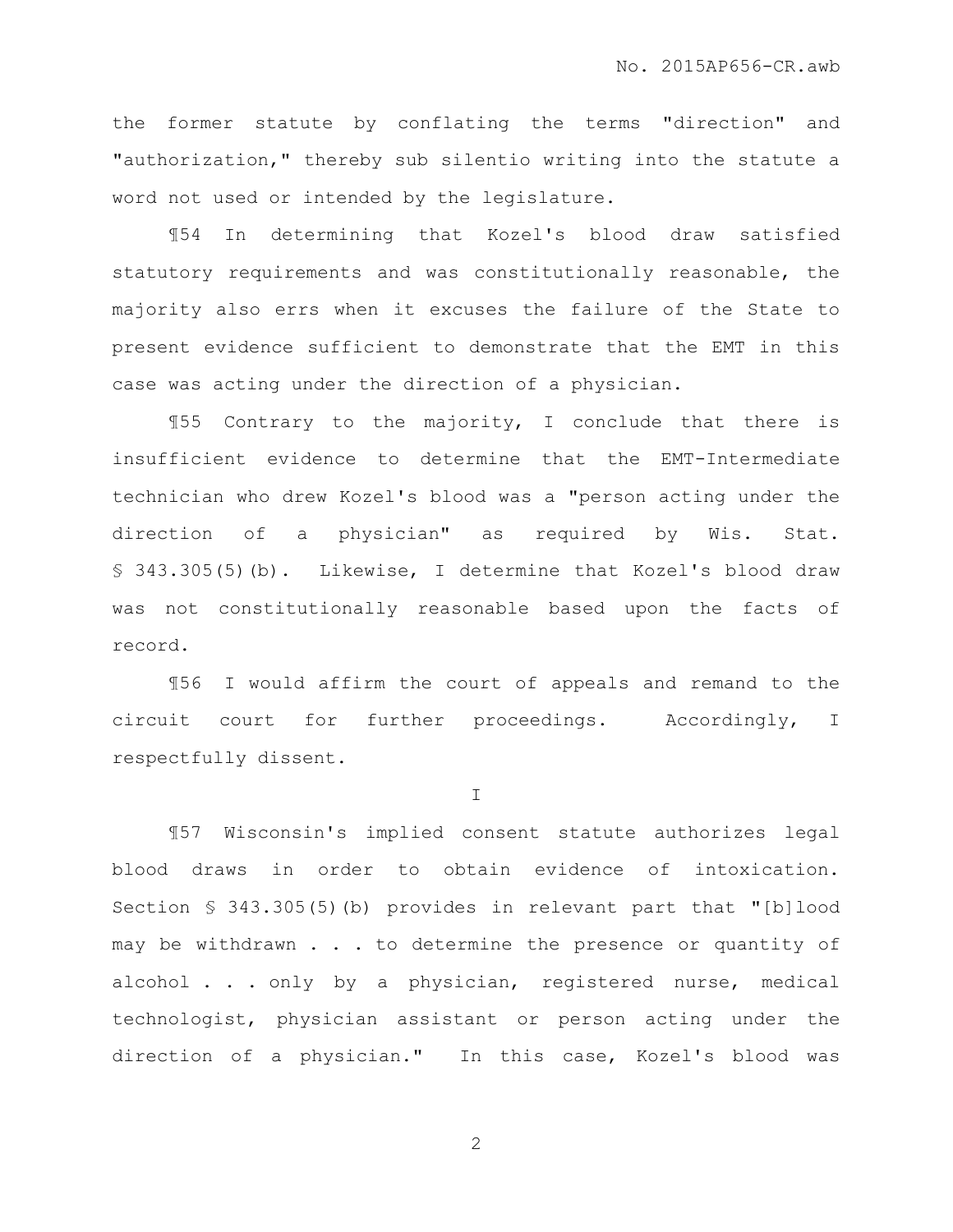the former statute by conflating the terms "direction" and "authorization," thereby sub silentio writing into the statute a word not used or intended by the legislature.

¶54 In determining that Kozel's blood draw satisfied statutory requirements and was constitutionally reasonable, the majority also errs when it excuses the failure of the State to present evidence sufficient to demonstrate that the EMT in this case was acting under the direction of a physician.

¶55 Contrary to the majority, I conclude that there is insufficient evidence to determine that the EMT-Intermediate technician who drew Kozel's blood was a "person acting under the direction of a physician" as required by Wis. Stat. § 343.305(5)(b). Likewise, I determine that Kozel's blood draw was not constitutionally reasonable based upon the facts of record.

¶56 I would affirm the court of appeals and remand to the circuit court for further proceedings. Accordingly, I respectfully dissent.

I

¶57 Wisconsin's implied consent statute authorizes legal blood draws in order to obtain evidence of intoxication. Section § 343.305(5)(b) provides in relevant part that "[b]lood may be withdrawn . . . to determine the presence or quantity of alcohol . . . only by a physician, registered nurse, medical technologist, physician assistant or person acting under the direction of a physician." In this case, Kozel's blood was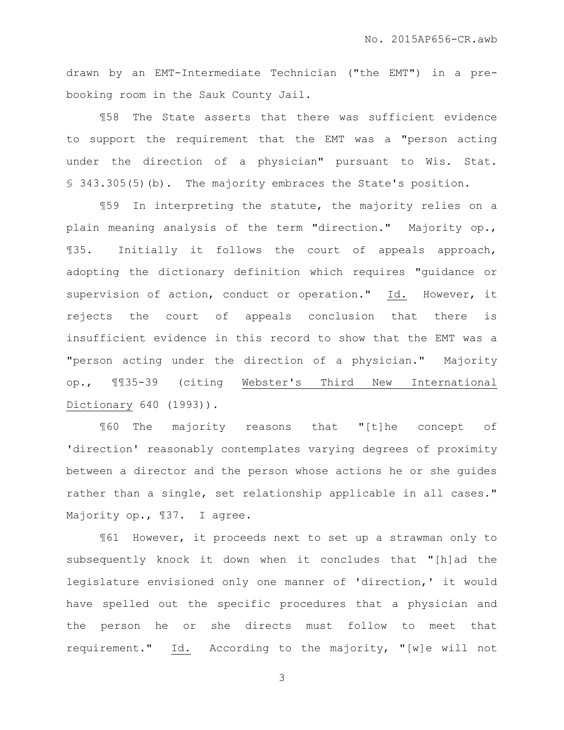drawn by an EMT-Intermediate Technician ("the EMT") in a pre-booking room in the Sauk County Jail.

¶58 The State asserts that there was sufficient evidence to support the requirement that the EMT was a "person acting under the direction of a physician" pursuant to Wis. Stat. § 343.305(5)(b). The majority embraces the State's position.

¶59 In interpreting the statute, the majority relies on a plain meaning analysis of the term "direction." Majority op., ¶35. Initially it follows the court of appeals approach, adopting the dictionary definition which requires "guidance or supervision of action, conduct or operation." Id. However, it rejects the court of appeals conclusion that there is insufficient evidence in this record to show that the EMT was a "person acting under the direction of a physician." Majority op., ¶¶35-39 (citing Webster's Third New International Dictionary 640 (1993)).

¶60 The majority reasons that "[t]he concept of 'direction' reasonably contemplates varying degrees of proximity between a director and the person whose actions he or she guides rather than a single, set relationship applicable in all cases." Majority op., ¶37. I agree.

¶61 However, it proceeds next to set up a strawman only to subsequently knock it down when it concludes that "[h]ad the legislature envisioned only one manner of 'direction,' it would have spelled out the specific procedures that a physician and the person he or she directs must follow to meet that requirement." Id. According to the majority, "[w]e will not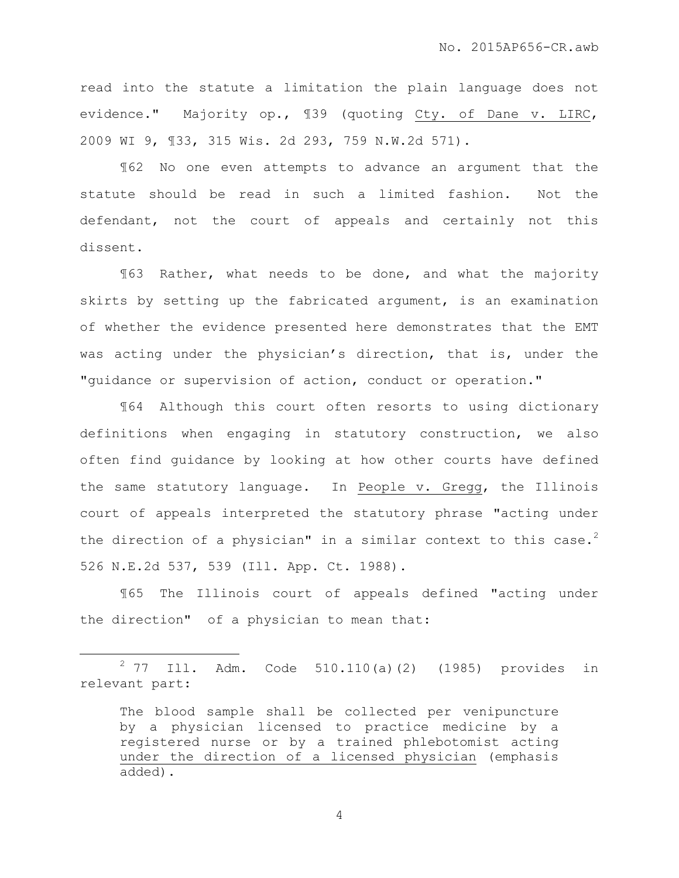read into the statute a limitation the plain language does not evidence." Majority op., ¶39 (quoting Cty. of Dane v. LIRC, 2009 WI 9, ¶33, 315 Wis. 2d 293, 759 N.W.2d 571).

¶62 No one even attempts to advance an argument that the statute should be read in such a limited fashion. Not the defendant, not the court of appeals and certainly not this dissent.

¶63 Rather, what needs to be done, and what the majority skirts by setting up the fabricated argument, is an examination of whether the evidence presented here demonstrates that the EMT was acting under the physician's direction, that is, under the "guidance or supervision of action, conduct or operation."

¶64 Although this court often resorts to using dictionary definitions when engaging in statutory construction, we also often find guidance by looking at how other courts have defined the same statutory language. In People v. Gregg, the Illinois court of appeals interpreted the statutory phrase "acting under the direction of a physician" in a similar context to this case.[2] 526 N.E.2d 537, 539 (Ill. App. Ct. 1988).

¶65 The Illinois court of appeals defined "acting under the direction" of a physician to mean that:

---

[2] 77 Ill. Adm. Code 510.110(a)(2) (1985) provides in relevant part:

> The blood sample shall be collected per venipuncture by a physician licensed to practice medicine by a registered nurse or by a trained phlebotomist acting under the direction of a licensed physician (emphasis added).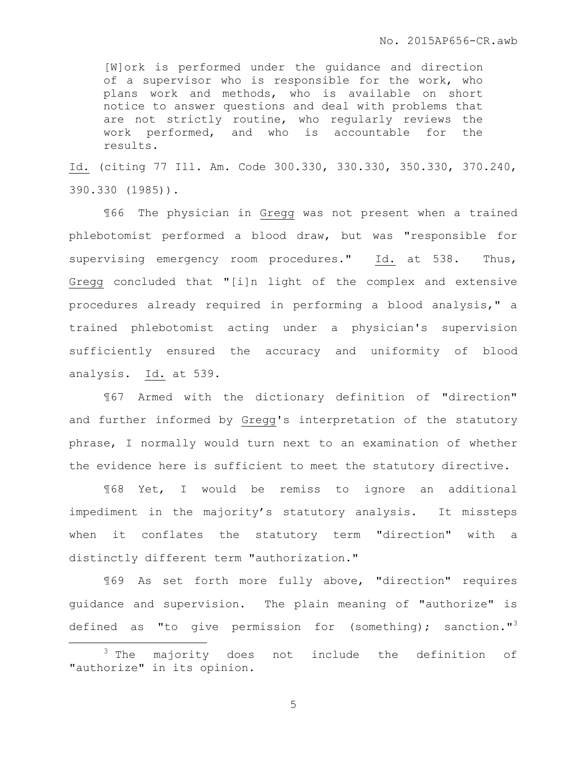> [W]ork is performed under the guidance and direction of a supervisor who is responsible for the work, who plans work and methods, who is available on short notice to answer questions and deal with problems that are not strictly routine, who regularly reviews the work performed, and who is accountable for the results.

Id. (citing 77 Ill. Am. Code 300.330, 330.330, 350.330, 370.240, 390.330 (1985)).

¶66 The physician in Gregg was not present when a trained phlebotomist performed a blood draw, but was "responsible for supervising emergency room procedures." Id. at 538. Thus, Gregg concluded that "[i]n light of the complex and extensive procedures already required in performing a blood analysis," a trained phlebotomist acting under a physician's supervision sufficiently ensured the accuracy and uniformity of blood analysis. Id. at 539.

¶67 Armed with the dictionary definition of "direction" and further informed by Gregg's interpretation of the statutory phrase, I normally would turn next to an examination of whether the evidence here is sufficient to meet the statutory directive.

¶68 Yet, I would be remiss to ignore an additional impediment in the majority's statutory analysis. It missteps when it conflates the statutory term "direction" with a distinctly different term "authorization."

¶69 As set forth more fully above, "direction" requires guidance and supervision. The plain meaning of "authorize" is defined as "to give permission for (something); sanction."[3]

[3] The majority does not include the definition of "authorize" in its opinion.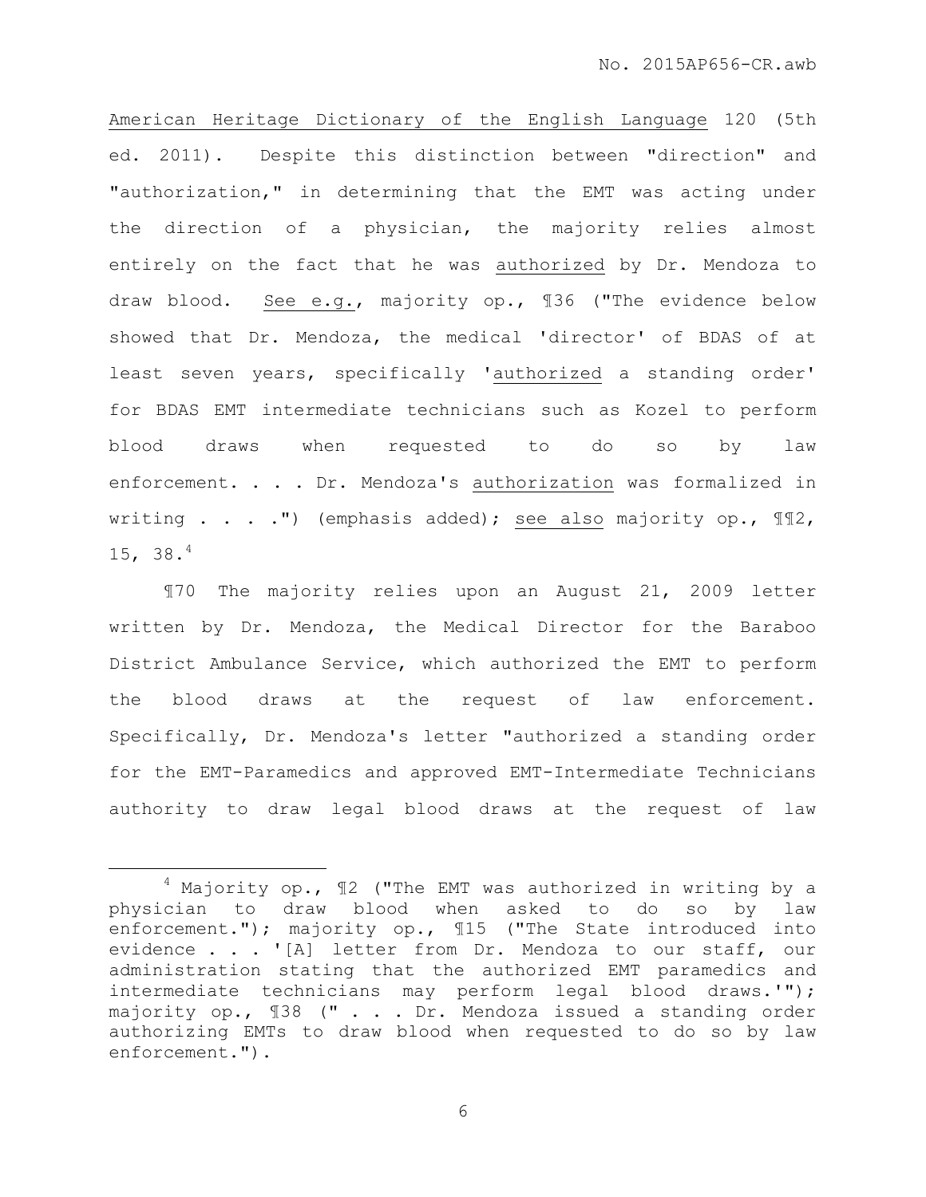American Heritage Dictionary of the English Language 120 (5th ed. 2011). Despite this distinction between "direction" and "authorization," in determining that the EMT was acting under the direction of a physician, the majority relies almost entirely on the fact that he was authorized by Dr. Mendoza to draw blood. See e.g., majority op., ¶36 ("The evidence below showed that Dr. Mendoza, the medical 'director' of BDAS of at least seven years, specifically 'authorized a standing order' for BDAS EMT intermediate technicians such as Kozel to perform blood draws when requested to do so by law enforcement. . . . Dr. Mendoza's authorization was formalized in writing . . . .") (emphasis added); see also majority op., ¶¶2, 15, 38.[4]

¶70 The majority relies upon an August 21, 2009 letter written by Dr. Mendoza, the Medical Director for the Baraboo District Ambulance Service, which authorized the EMT to perform the blood draws at the request of law enforcement. Specifically, Dr. Mendoza's letter "authorized a standing order for the EMT-Paramedics and approved EMT-Intermediate Technicians authority to draw legal blood draws at the request of law

---

[4] Majority op., ¶2 ("The EMT was authorized in writing by a physician to draw blood when asked to do so by law enforcement."); majority op., ¶15 ("The State introduced into evidence . . . '[A] letter from Dr. Mendoza to our staff, our administration stating that the authorized EMT paramedics and intermediate technicians may perform legal blood draws.'"); majority op., ¶38 (" . . . Dr. Mendoza issued a standing order authorizing EMTs to draw blood when requested to do so by law enforcement.").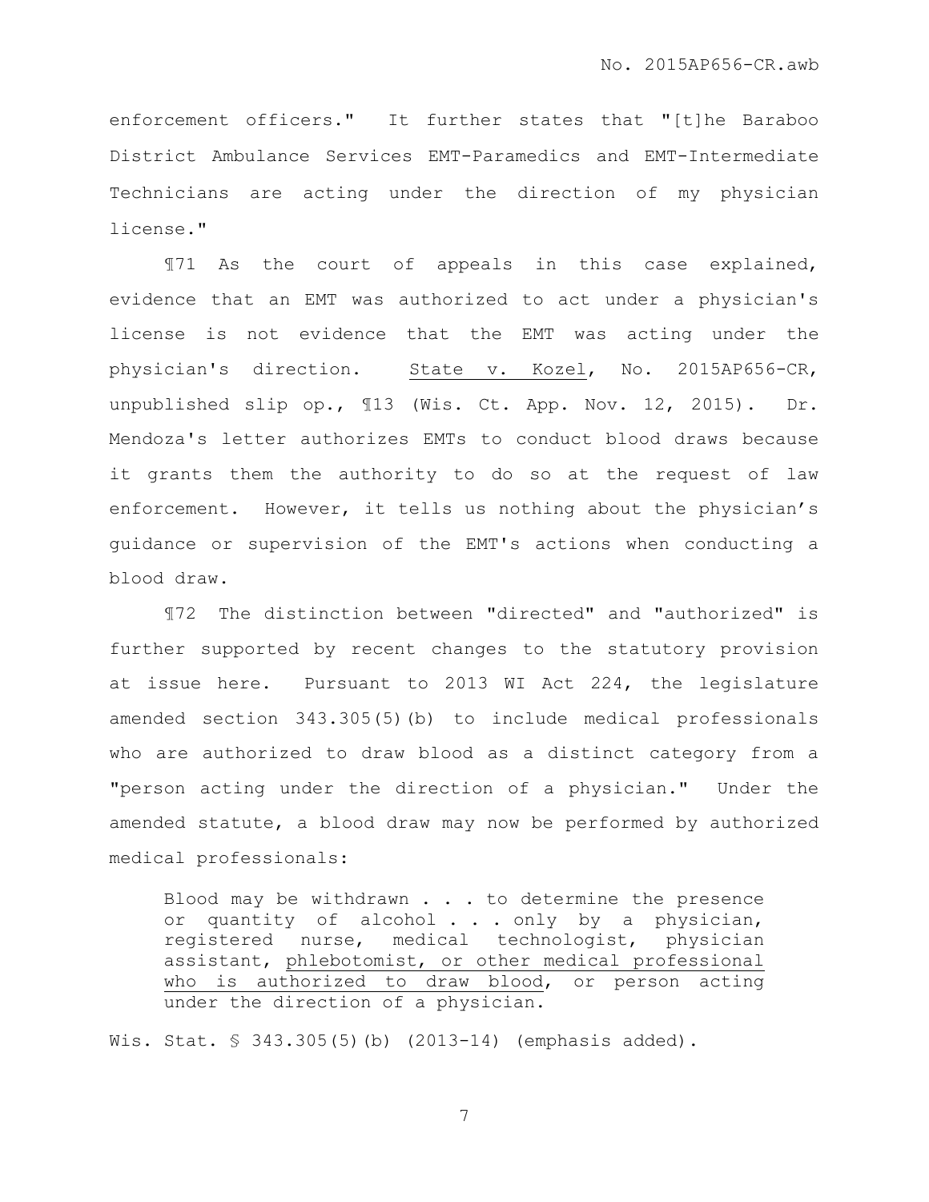enforcement officers." It further states that "[t]he Baraboo District Ambulance Services EMT-Paramedics and EMT-Intermediate Technicians are acting under the direction of my physician license."

¶71 As the court of appeals in this case explained, evidence that an EMT was authorized to act under a physician's license is not evidence that the EMT was acting under the physician's direction. State v. Kozel, No. 2015AP656-CR, unpublished slip op., ¶13 (Wis. Ct. App. Nov. 12, 2015). Dr. Mendoza's letter authorizes EMTs to conduct blood draws because it grants them the authority to do so at the request of law enforcement. However, it tells us nothing about the physician's guidance or supervision of the EMT's actions when conducting a blood draw.

¶72 The distinction between "directed" and "authorized" is further supported by recent changes to the statutory provision at issue here. Pursuant to 2013 WI Act 224, the legislature amended section 343.305(5)(b) to include medical professionals who are authorized to draw blood as a distinct category from a "person acting under the direction of a physician." Under the amended statute, a blood draw may now be performed by authorized medical professionals:

> Blood may be withdrawn . . . to determine the presence or quantity of alcohol . . . only by a physician, registered nurse, medical technologist, physician assistant, <u>phlebotomist, or other medical professional who is authorized to draw blood</u>, or person acting under the direction of a physician.

Wis. Stat. § 343.305(5)(b) (2013-14) (emphasis added).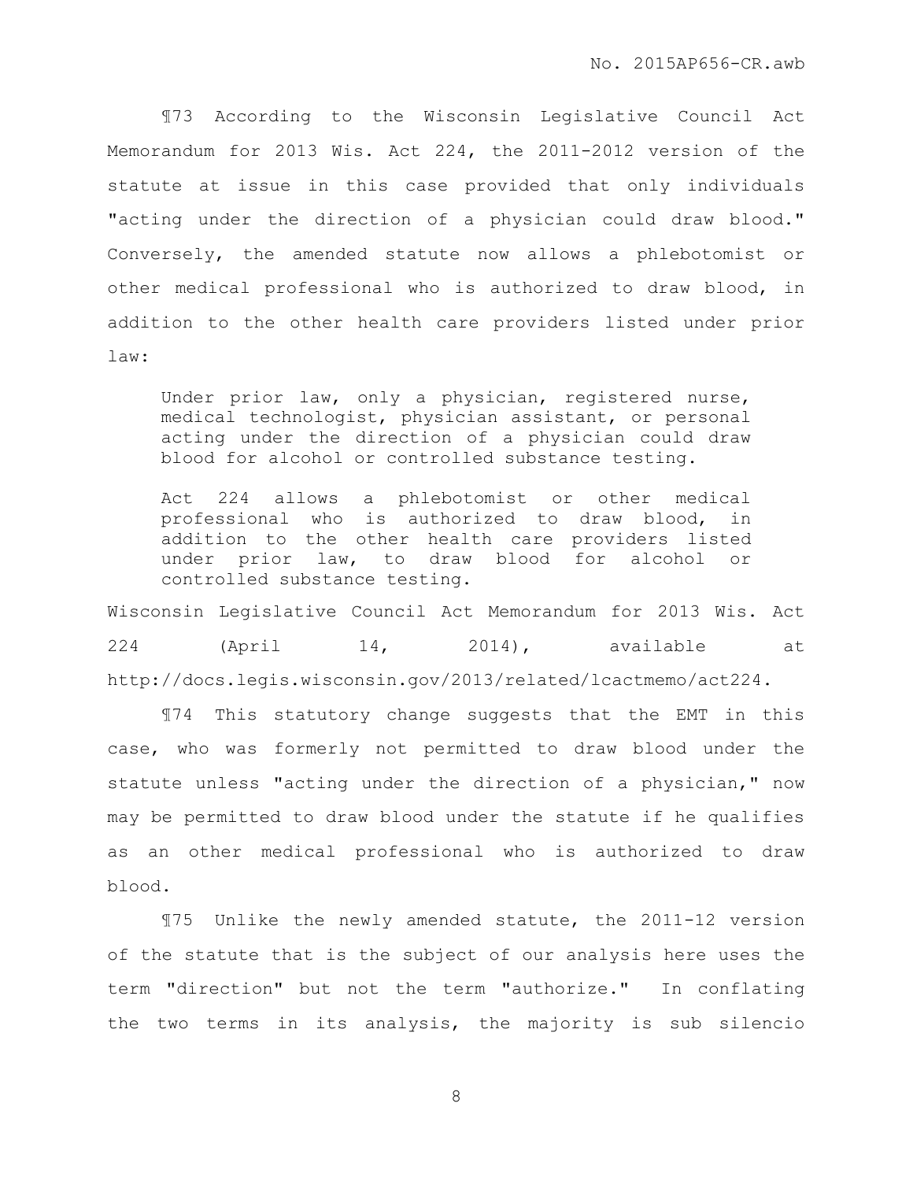¶73 According to the Wisconsin Legislative Council Act Memorandum for 2013 Wis. Act 224, the 2011-2012 version of the statute at issue in this case provided that only individuals "acting under the direction of a physician could draw blood." Conversely, the amended statute now allows a phlebotomist or other medical professional who is authorized to draw blood, in addition to the other health care providers listed under prior law:

> Under prior law, only a physician, registered nurse, medical technologist, physician assistant, or personal acting under the direction of a physician could draw blood for alcohol or controlled substance testing.
>
> Act 224 allows a phlebotomist or other medical professional who is authorized to draw blood, in addition to the other health care providers listed under prior law, to draw blood for alcohol or controlled substance testing.

Wisconsin Legislative Council Act Memorandum for 2013 Wis. Act 224 (April 14, 2014), available at http://docs.legis.wisconsin.gov/2013/related/lcactmemo/act224.

¶74 This statutory change suggests that the EMT in this case, who was formerly not permitted to draw blood under the statute unless "acting under the direction of a physician," now may be permitted to draw blood under the statute if he qualifies as an other medical professional who is authorized to draw blood.

¶75 Unlike the newly amended statute, the 2011-12 version of the statute that is the subject of our analysis here uses the term "direction" but not the term "authorize." In conflating the two terms in its analysis, the majority is sub silencio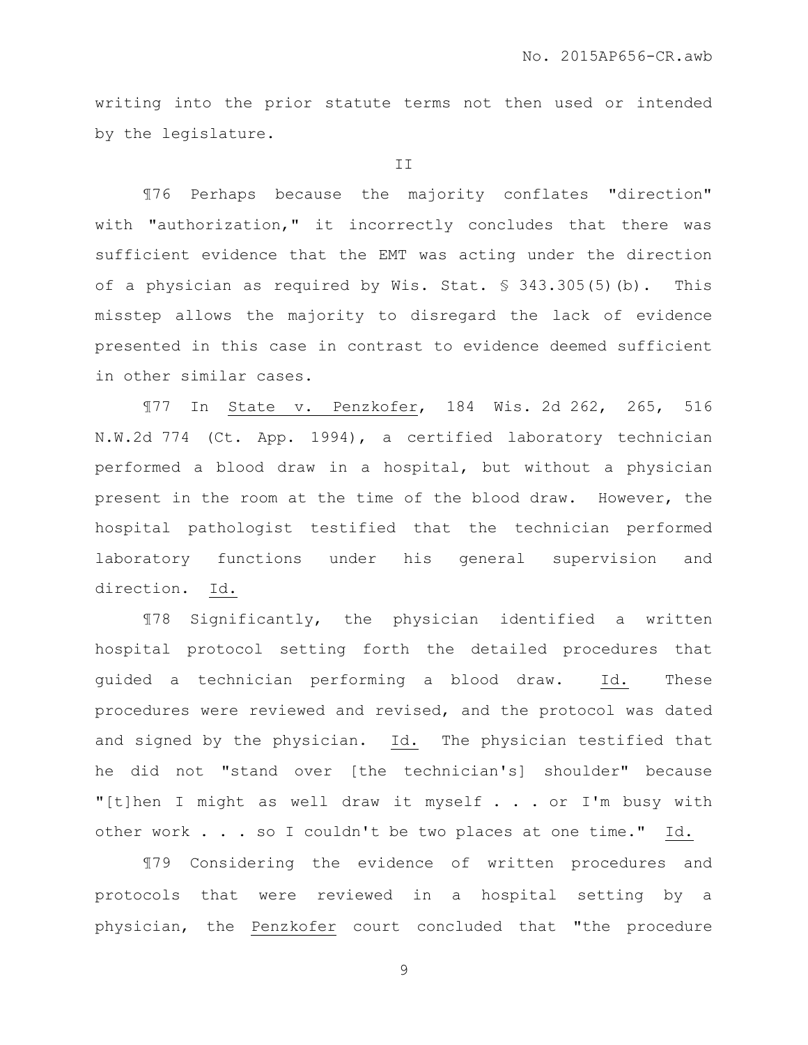writing into the prior statute terms not then used or intended by the legislature.

II

¶76 Perhaps because the majority conflates "direction" with "authorization," it incorrectly concludes that there was sufficient evidence that the EMT was acting under the direction of a physician as required by Wis. Stat. § 343.305(5)(b). This misstep allows the majority to disregard the lack of evidence presented in this case in contrast to evidence deemed sufficient in other similar cases.

¶77 In State v. Penzkofer, 184 Wis. 2d 262, 265, 516 N.W.2d 774 (Ct. App. 1994), a certified laboratory technician performed a blood draw in a hospital, but without a physician present in the room at the time of the blood draw. However, the hospital pathologist testified that the technician performed laboratory functions under his general supervision and direction. Id.

¶78 Significantly, the physician identified a written hospital protocol setting forth the detailed procedures that guided a technician performing a blood draw. Id. These procedures were reviewed and revised, and the protocol was dated and signed by the physician. Id. The physician testified that he did not "stand over [the technician's] shoulder" because "[t]hen I might as well draw it myself . . . or I'm busy with other work . . . so I couldn't be two places at one time." Id.

¶79 Considering the evidence of written procedures and protocols that were reviewed in a hospital setting by a physician, the Penzkofer court concluded that "the procedure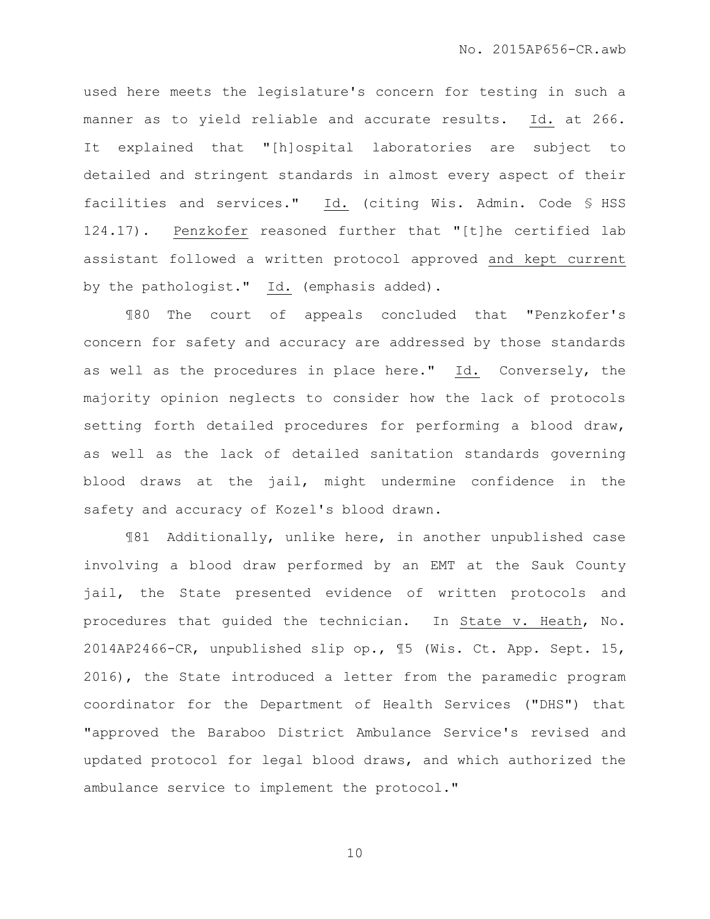used here meets the legislature's concern for testing in such a manner as to yield reliable and accurate results. Id. at 266. It explained that "[h]ospital laboratories are subject to detailed and stringent standards in almost every aspect of their facilities and services." Id. (citing Wis. Admin. Code § HSS 124.17). Penzkofer reasoned further that "[t]he certified lab assistant followed a written protocol approved and kept current by the pathologist." Id. (emphasis added).

¶80 The court of appeals concluded that "Penzkofer's concern for safety and accuracy are addressed by those standards as well as the procedures in place here." Id. Conversely, the majority opinion neglects to consider how the lack of protocols setting forth detailed procedures for performing a blood draw, as well as the lack of detailed sanitation standards governing blood draws at the jail, might undermine confidence in the safety and accuracy of Kozel's blood drawn.

¶81 Additionally, unlike here, in another unpublished case involving a blood draw performed by an EMT at the Sauk County jail, the State presented evidence of written protocols and procedures that guided the technician. In State v. Heath, No. 2014AP2466-CR, unpublished slip op., ¶5 (Wis. Ct. App. Sept. 15, 2016), the State introduced a letter from the paramedic program coordinator for the Department of Health Services ("DHS") that "approved the Baraboo District Ambulance Service's revised and updated protocol for legal blood draws, and which authorized the ambulance service to implement the protocol."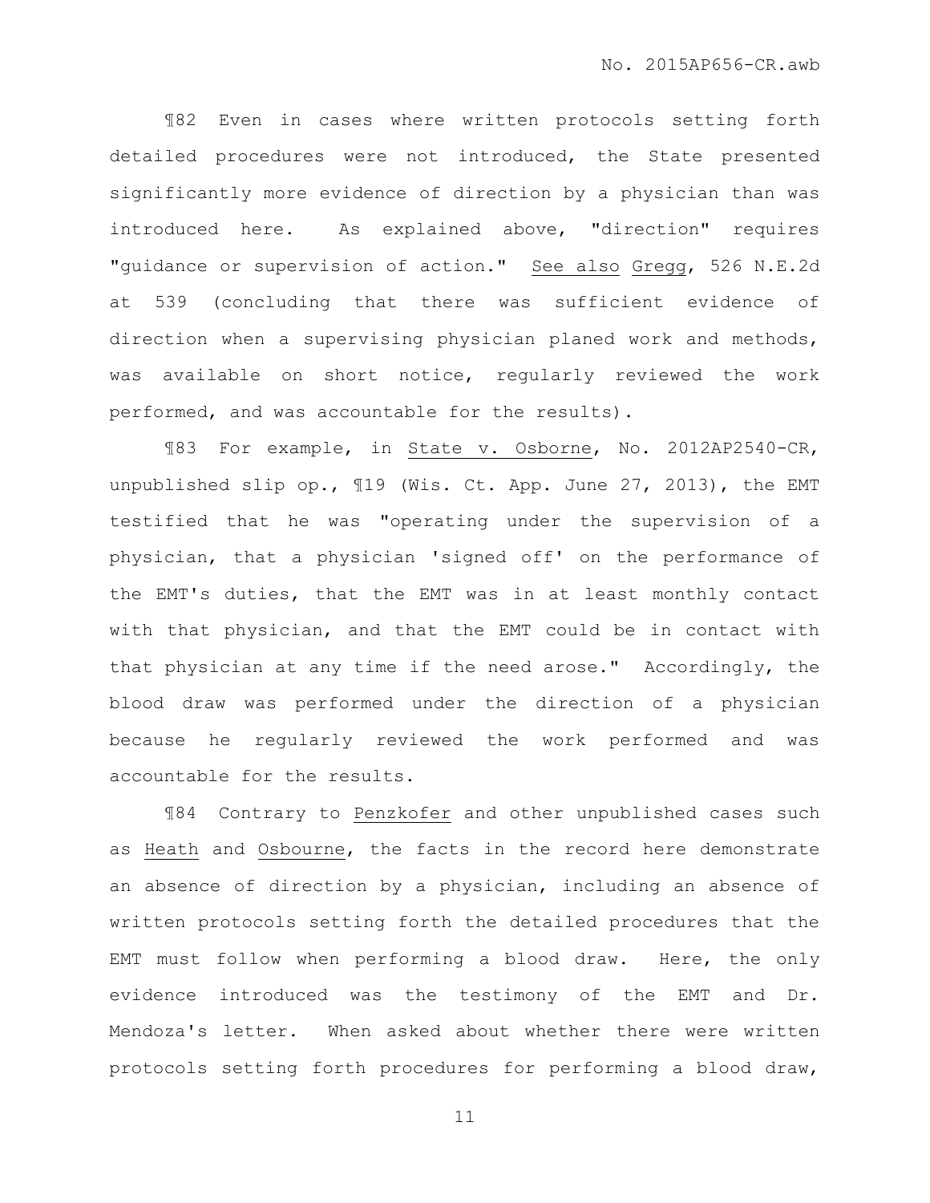¶82 Even in cases where written protocols setting forth detailed procedures were not introduced, the State presented significantly more evidence of direction by a physician than was introduced here. As explained above, "direction" requires "guidance or supervision of action." See also Gregg, 526 N.E.2d at 539 (concluding that there was sufficient evidence of direction when a supervising physician planed work and methods, was available on short notice, regularly reviewed the work performed, and was accountable for the results).

¶83 For example, in State v. Osborne, No. 2012AP2540-CR, unpublished slip op., ¶19 (Wis. Ct. App. June 27, 2013), the EMT testified that he was "operating under the supervision of a physician, that a physician 'signed off' on the performance of the EMT's duties, that the EMT was in at least monthly contact with that physician, and that the EMT could be in contact with that physician at any time if the need arose." Accordingly, the blood draw was performed under the direction of a physician because he regularly reviewed the work performed and was accountable for the results.

¶84 Contrary to Penzkofer and other unpublished cases such as Heath and Osbourne, the facts in the record here demonstrate an absence of direction by a physician, including an absence of written protocols setting forth the detailed procedures that the EMT must follow when performing a blood draw. Here, the only evidence introduced was the testimony of the EMT and Dr. Mendoza's letter. When asked about whether there were written protocols setting forth procedures for performing a blood draw,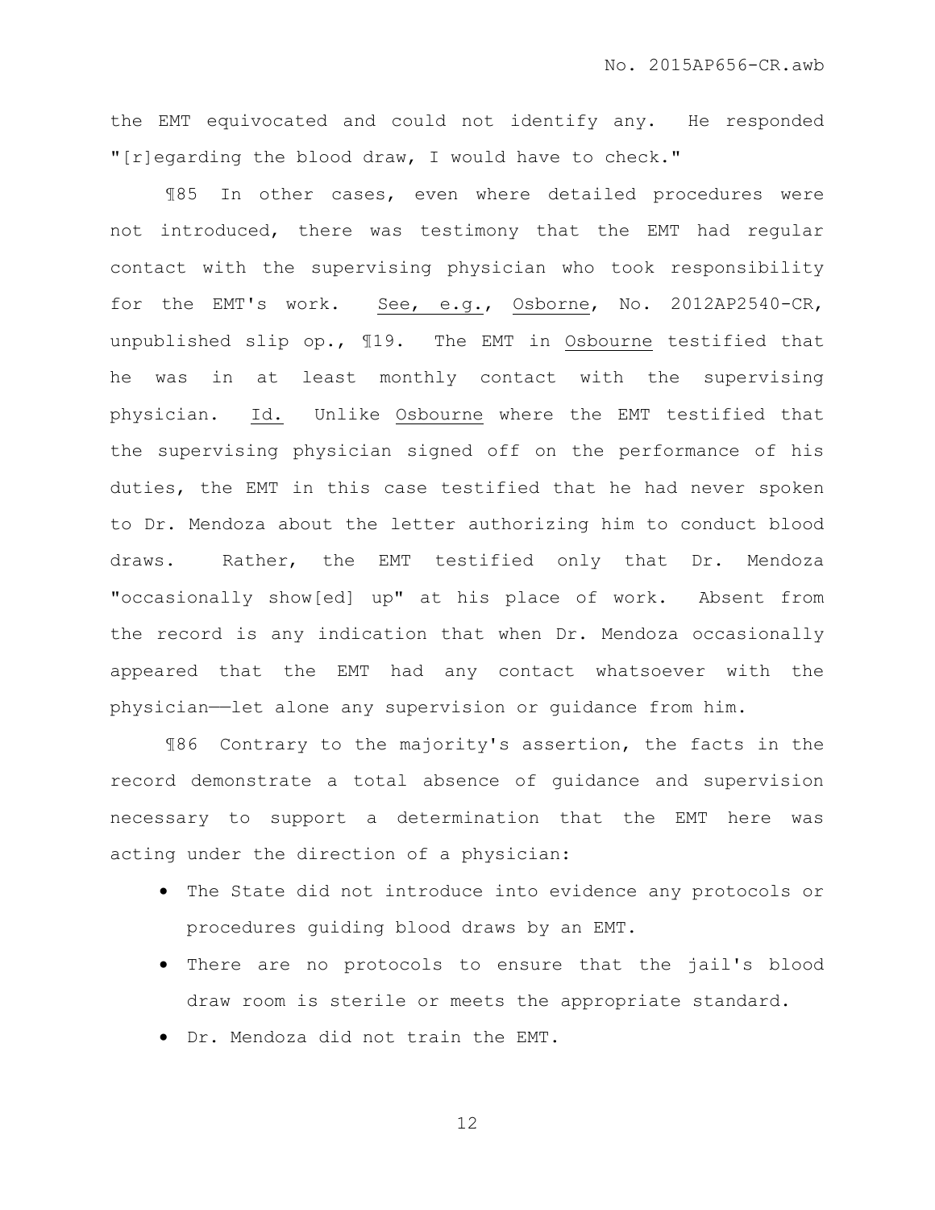the EMT equivocated and could not identify any. He responded "[r]egarding the blood draw, I would have to check."

¶85 In other cases, even where detailed procedures were not introduced, there was testimony that the EMT had regular contact with the supervising physician who took responsibility for the EMT's work. See, e.g., Osborne, No. 2012AP2540-CR, unpublished slip op., ¶19. The EMT in Osbourne testified that he was in at least monthly contact with the supervising physician. Id. Unlike Osbourne where the EMT testified that the supervising physician signed off on the performance of his duties, the EMT in this case testified that he had never spoken to Dr. Mendoza about the letter authorizing him to conduct blood draws. Rather, the EMT testified only that Dr. Mendoza "occasionally show[ed] up" at his place of work. Absent from the record is any indication that when Dr. Mendoza occasionally appeared that the EMT had any contact whatsoever with the physician——let alone any supervision or guidance from him.

¶86 Contrary to the majority's assertion, the facts in the record demonstrate a total absence of guidance and supervision necessary to support a determination that the EMT here was acting under the direction of a physician:

- The State did not introduce into evidence any protocols or procedures guiding blood draws by an EMT.
- There are no protocols to ensure that the jail's blood draw room is sterile or meets the appropriate standard.
- Dr. Mendoza did not train the EMT.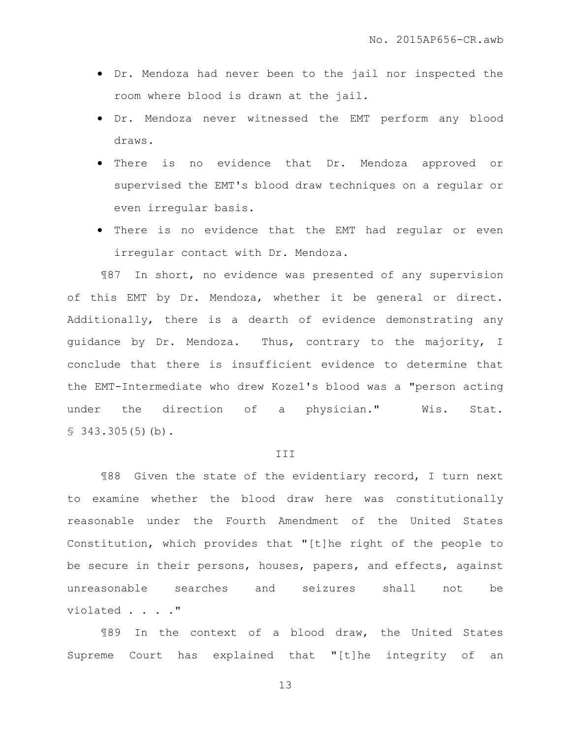- Dr. Mendoza had never been to the jail nor inspected the room where blood is drawn at the jail.
- Dr. Mendoza never witnessed the EMT perform any blood draws.
- There is no evidence that Dr. Mendoza approved or supervised the EMT's blood draw techniques on a regular or even irregular basis.
- There is no evidence that the EMT had regular or even irregular contact with Dr. Mendoza.

¶87 In short, no evidence was presented of any supervision of this EMT by Dr. Mendoza, whether it be general or direct. Additionally, there is a dearth of evidence demonstrating any guidance by Dr. Mendoza. Thus, contrary to the majority, I conclude that there is insufficient evidence to determine that the EMT-Intermediate who drew Kozel's blood was a "person acting under the direction of a physician." Wis. Stat. § 343.305(5)(b).

III

¶88 Given the state of the evidentiary record, I turn next to examine whether the blood draw here was constitutionally reasonable under the Fourth Amendment of the United States Constitution, which provides that "[t]he right of the people to be secure in their persons, houses, papers, and effects, against unreasonable searches and seizures shall not be violated . . . ."

¶89 In the context of a blood draw, the United States Supreme Court has explained that "[t]he integrity of an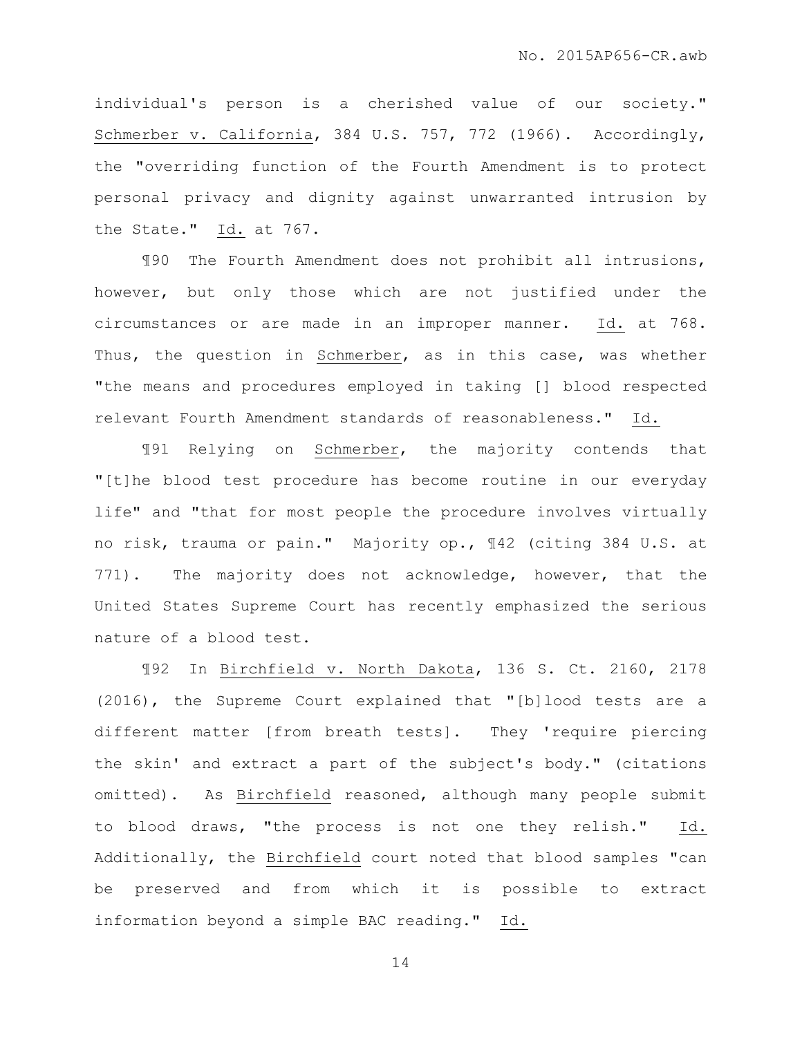individual's person is a cherished value of our society." Schmerber v. California, 384 U.S. 757, 772 (1966). Accordingly, the "overriding function of the Fourth Amendment is to protect personal privacy and dignity against unwarranted intrusion by the State." Id. at 767.

¶90 The Fourth Amendment does not prohibit all intrusions, however, but only those which are not justified under the circumstances or are made in an improper manner. Id. at 768. Thus, the question in Schmerber, as in this case, was whether "the means and procedures employed in taking [] blood respected relevant Fourth Amendment standards of reasonableness." Id.

¶91 Relying on Schmerber, the majority contends that "[t]he blood test procedure has become routine in our everyday life" and "that for most people the procedure involves virtually no risk, trauma or pain." Majority op., ¶42 (citing 384 U.S. at 771). The majority does not acknowledge, however, that the United States Supreme Court has recently emphasized the serious nature of a blood test.

¶92 In Birchfield v. North Dakota, 136 S. Ct. 2160, 2178 (2016), the Supreme Court explained that "[b]lood tests are a different matter [from breath tests]. They 'require piercing the skin' and extract a part of the subject's body." (citations omitted). As Birchfield reasoned, although many people submit to blood draws, "the process is not one they relish." Id. Additionally, the Birchfield court noted that blood samples "can be preserved and from which it is possible to extract information beyond a simple BAC reading." Id.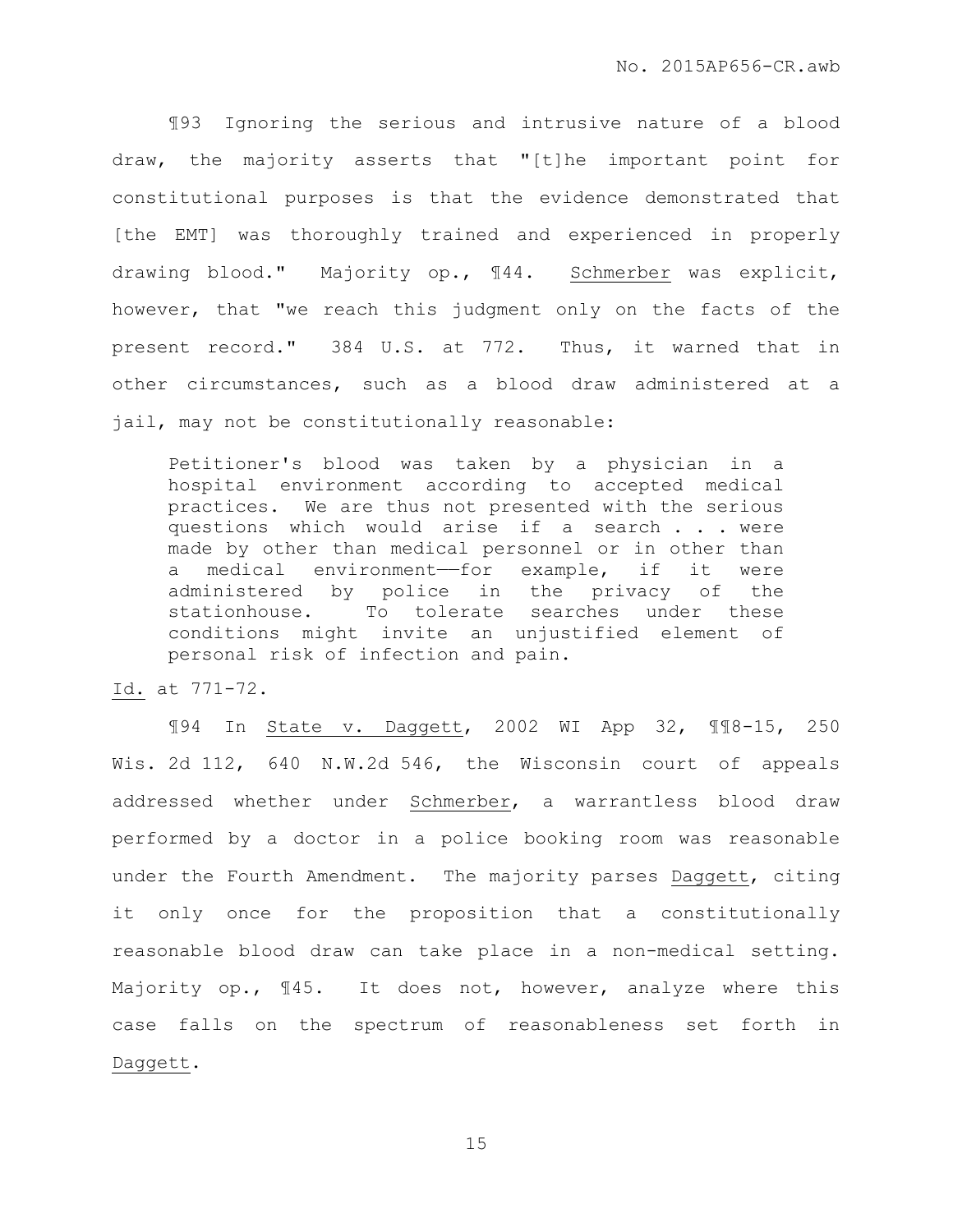¶93 Ignoring the serious and intrusive nature of a blood draw, the majority asserts that "[t]he important point for constitutional purposes is that the evidence demonstrated that [the EMT] was thoroughly trained and experienced in properly drawing blood." Majority op., ¶44. Schmerber was explicit, however, that "we reach this judgment only on the facts of the present record." 384 U.S. at 772. Thus, it warned that in other circumstances, such as a blood draw administered at a jail, may not be constitutionally reasonable:

> Petitioner's blood was taken by a physician in a hospital environment according to accepted medical practices. We are thus not presented with the serious questions which would arise if a search . . . were made by other than medical personnel or in other than a medical environment——for example, if it were administered by police in the privacy of the stationhouse. To tolerate searches under these conditions might invite an unjustified element of personal risk of infection and pain.

Id. at 771-72.

¶94 In State v. Daggett, 2002 WI App 32, ¶¶8-15, 250 Wis. 2d 112, 640 N.W.2d 546, the Wisconsin court of appeals addressed whether under Schmerber, a warrantless blood draw performed by a doctor in a police booking room was reasonable under the Fourth Amendment. The majority parses Daggett, citing it only once for the proposition that a constitutionally reasonable blood draw can take place in a non-medical setting. Majority op., ¶45. It does not, however, analyze where this case falls on the spectrum of reasonableness set forth in Daggett.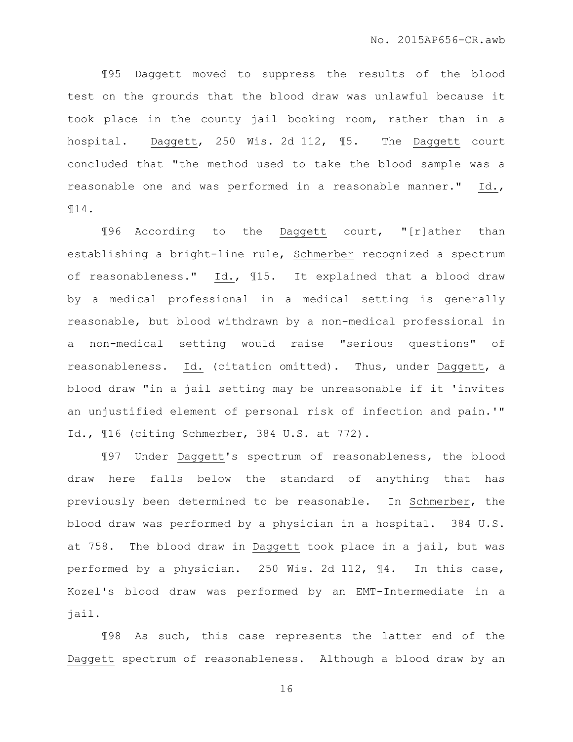¶95 Daggett moved to suppress the results of the blood test on the grounds that the blood draw was unlawful because it took place in the county jail booking room, rather than in a hospital. Daggett, 250 Wis. 2d 112, ¶5. The Daggett court concluded that "the method used to take the blood sample was a reasonable one and was performed in a reasonable manner." Id., ¶14.

¶96 According to the Daggett court, "[r]ather than establishing a bright-line rule, Schmerber recognized a spectrum of reasonableness." Id., ¶15. It explained that a blood draw by a medical professional in a medical setting is generally reasonable, but blood withdrawn by a non-medical professional in a non-medical setting would raise "serious questions" of reasonableness. Id. (citation omitted). Thus, under Daggett, a blood draw "in a jail setting may be unreasonable if it 'invites an unjustified element of personal risk of infection and pain.'" Id., ¶16 (citing Schmerber, 384 U.S. at 772).

¶97 Under Daggett's spectrum of reasonableness, the blood draw here falls below the standard of anything that has previously been determined to be reasonable. In Schmerber, the blood draw was performed by a physician in a hospital. 384 U.S. at 758. The blood draw in Daggett took place in a jail, but was performed by a physician. 250 Wis. 2d 112, ¶4. In this case, Kozel's blood draw was performed by an EMT-Intermediate in a jail.

¶98 As such, this case represents the latter end of the Daggett spectrum of reasonableness. Although a blood draw by an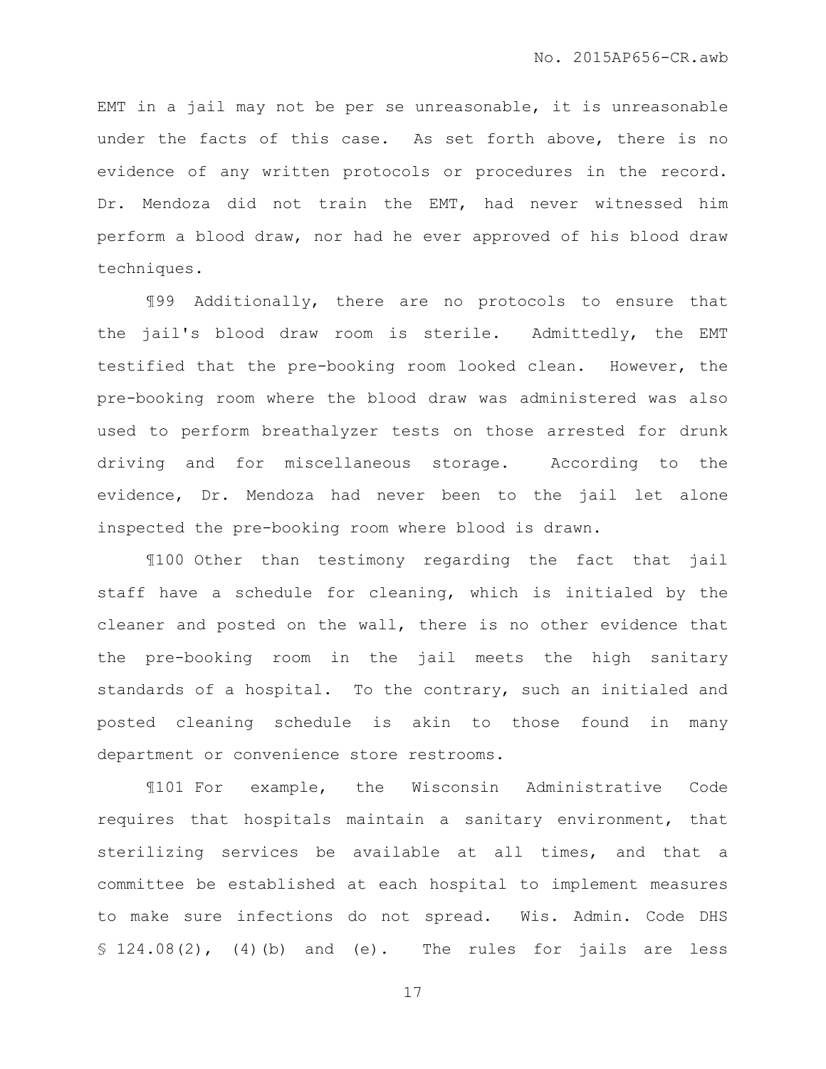EMT in a jail may not be per se unreasonable, it is unreasonable under the facts of this case. As set forth above, there is no evidence of any written protocols or procedures in the record. Dr. Mendoza did not train the EMT, had never witnessed him perform a blood draw, nor had he ever approved of his blood draw techniques.

¶99 Additionally, there are no protocols to ensure that the jail's blood draw room is sterile. Admittedly, the EMT testified that the pre-booking room looked clean. However, the pre-booking room where the blood draw was administered was also used to perform breathalyzer tests on those arrested for drunk driving and for miscellaneous storage. According to the evidence, Dr. Mendoza had never been to the jail let alone inspected the pre-booking room where blood is drawn.

¶100 Other than testimony regarding the fact that jail staff have a schedule for cleaning, which is initialed by the cleaner and posted on the wall, there is no other evidence that the pre-booking room in the jail meets the high sanitary standards of a hospital. To the contrary, such an initialed and posted cleaning schedule is akin to those found in many department or convenience store restrooms.

¶101 For example, the Wisconsin Administrative Code requires that hospitals maintain a sanitary environment, that sterilizing services be available at all times, and that a committee be established at each hospital to implement measures to make sure infections do not spread. Wis. Admin. Code DHS § 124.08(2), (4)(b) and (e). The rules for jails are less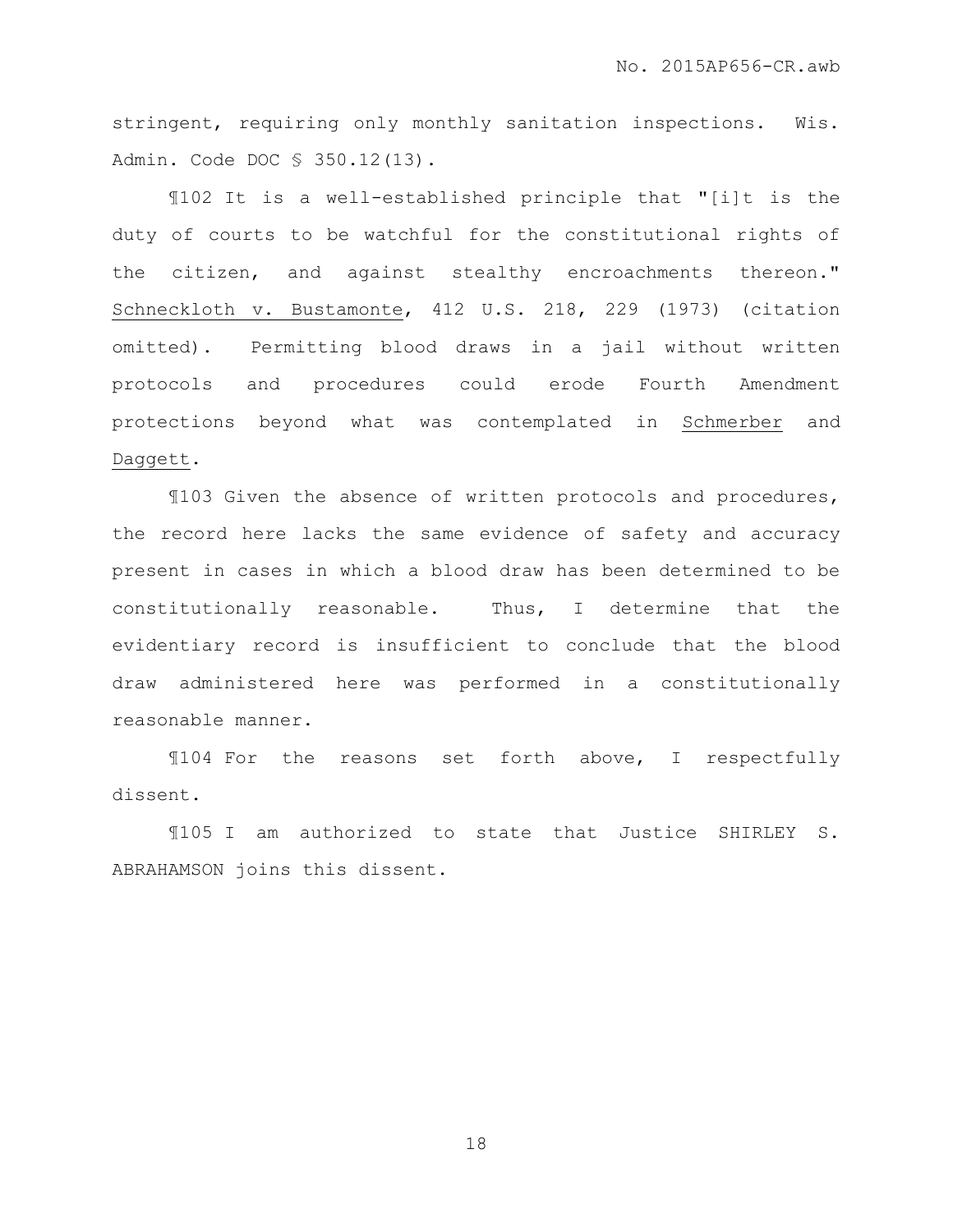stringent, requiring only monthly sanitation inspections. Wis. Admin. Code DOC § 350.12(13).

¶102 It is a well-established principle that "[i]t is the duty of courts to be watchful for the constitutional rights of the citizen, and against stealthy encroachments thereon." Schneckloth v. Bustamonte, 412 U.S. 218, 229 (1973) (citation omitted). Permitting blood draws in a jail without written protocols and procedures could erode Fourth Amendment protections beyond what was contemplated in Schmerber and Daggett.

¶103 Given the absence of written protocols and procedures, the record here lacks the same evidence of safety and accuracy present in cases in which a blood draw has been determined to be constitutionally reasonable. Thus, I determine that the evidentiary record is insufficient to conclude that the blood draw administered here was performed in a constitutionally reasonable manner.

¶104 For the reasons set forth above, I respectfully dissent.

¶105 I am authorized to state that Justice SHIRLEY S. ABRAHAMSON joins this dissent.